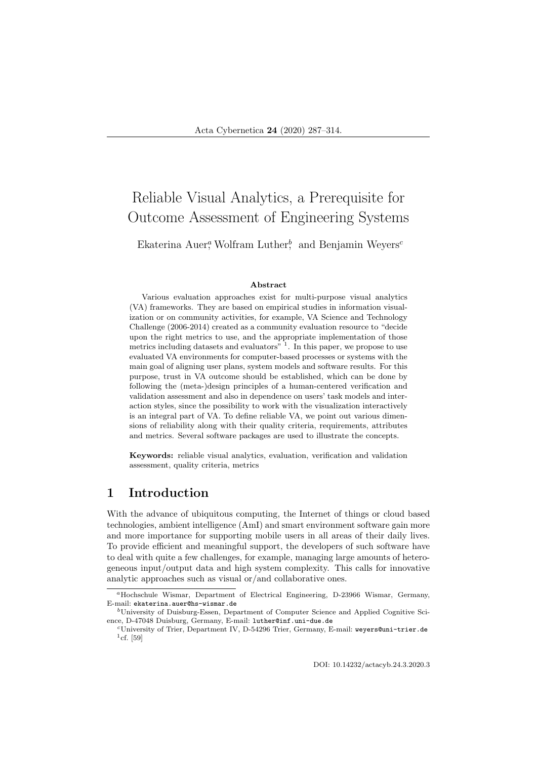# Reliable Visual Analytics, a Prerequisite for Outcome Assessment of Engineering Systems

Ekaterina Auer[a], Wolfram Luther[b], and Benjamin Weyers[c]

### Abstract

Various evaluation approaches exist for multi-purpose visual analytics (VA) frameworks. They are based on empirical studies in information visualization or on community activities, for example, VA Science and Technology Challenge (2006-2014) created as a community evaluation resource to "decide upon the right metrics to use, and the appropriate implementation of those metrics including datasets and evaluators" [1]. In this paper, we propose to use evaluated VA environments for computer-based processes or systems with the main goal of aligning user plans, system models and software results. For this purpose, trust in VA outcome should be established, which can be done by following the (meta-)design principles of a human-centered verification and validation assessment and also in dependence on users' task models and interaction styles, since the possibility to work with the visualization interactively is an integral part of VA. To define reliable VA, we point out various dimensions of reliability along with their quality criteria, requirements, attributes and metrics. Several software packages are used to illustrate the concepts.

**Keywords:** reliable visual analytics, evaluation, verification and validation assessment, quality criteria, metrics

## 1 Introduction

With the advance of ubiquitous computing, the Internet of things or cloud based technologies, ambient intelligence (AmI) and smart environment software gain more and more importance for supporting mobile users in all areas of their daily lives. To provide efficient and meaningful support, the developers of such software have to deal with quite a few challenges, for example, managing large amounts of heterogeneous input/output data and high system complexity. This calls for innovative analytic approaches such as visual or/and collaborative ones.

[a]Hochschule Wismar, Department of Electrical Engineering, D-23966 Wismar, Germany, E-mail: ekaterina.auer@hs-wismar.de

[b]University of Duisburg-Essen, Department of Computer Science and Applied Cognitive Science, D-47048 Duisburg, Germany, E-mail: luther@inf.uni-due.de

[c]University of Trier, Department IV, D-54296 Trier, Germany, E-mail: weyers@uni-trier.de

[1]cf. [59]

DOI: 10.14232/actacyb.24.3.2020.3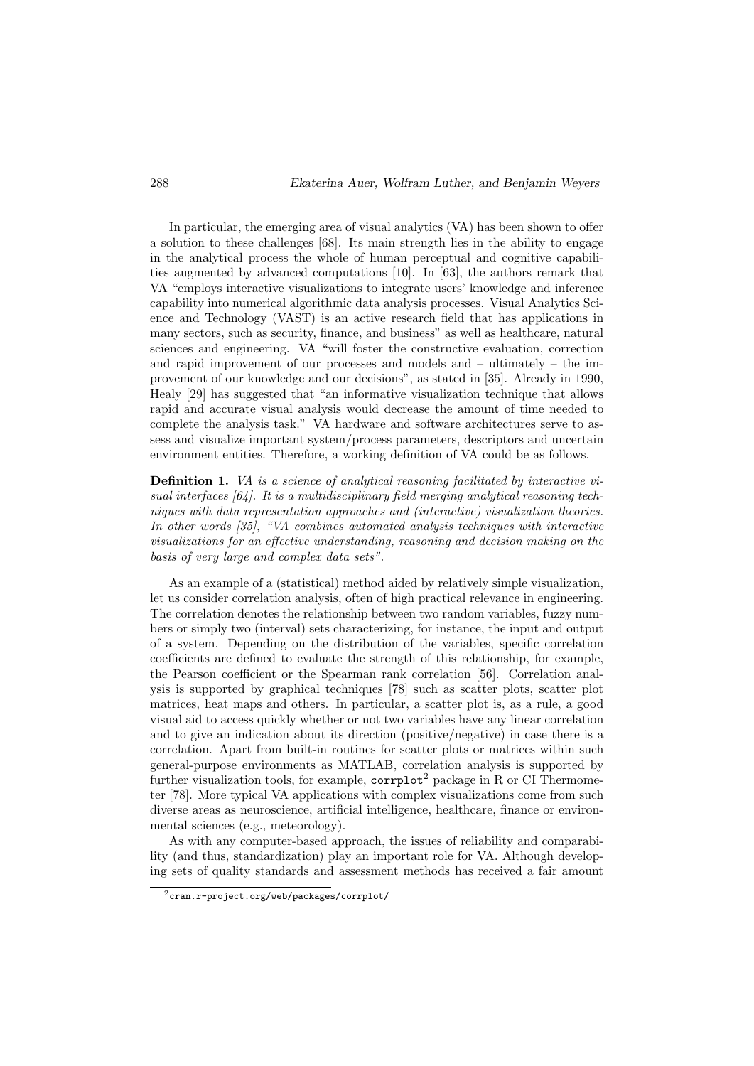In particular, the emerging area of visual analytics (VA) has been shown to offer a solution to these challenges [68]. Its main strength lies in the ability to engage in the analytical process the whole of human perceptual and cognitive capabilities augmented by advanced computations [10]. In [63], the authors remark that VA "employs interactive visualizations to integrate users' knowledge and inference capability into numerical algorithmic data analysis processes. Visual Analytics Science and Technology (VAST) is an active research field that has applications in many sectors, such as security, finance, and business" as well as healthcare, natural sciences and engineering. VA "will foster the constructive evaluation, correction and rapid improvement of our processes and models and – ultimately – the improvement of our knowledge and our decisions", as stated in [35]. Already in 1990, Healy [29] has suggested that "an informative visualization technique that allows rapid and accurate visual analysis would decrease the amount of time needed to complete the analysis task." VA hardware and software architectures serve to assess and visualize important system/process parameters, descriptors and uncertain environment entities. Therefore, a working definition of VA could be as follows.

**Definition 1.** *VA is a science of analytical reasoning facilitated by interactive visual interfaces [64]. It is a multidisciplinary field merging analytical reasoning techniques with data representation approaches and (interactive) visualization theories. In other words [35], "VA combines automated analysis techniques with interactive visualizations for an effective understanding, reasoning and decision making on the basis of very large and complex data sets".*

As an example of a (statistical) method aided by relatively simple visualization, let us consider correlation analysis, often of high practical relevance in engineering. The correlation denotes the relationship between two random variables, fuzzy numbers or simply two (interval) sets characterizing, for instance, the input and output of a system. Depending on the distribution of the variables, specific correlation coefficients are defined to evaluate the strength of this relationship, for example, the Pearson coefficient or the Spearman rank correlation [56]. Correlation analysis is supported by graphical techniques [78] such as scatter plots, scatter plot matrices, heat maps and others. In particular, a scatter plot is, as a rule, a good visual aid to access quickly whether or not two variables have any linear correlation and to give an indication about its direction (positive/negative) in case there is a correlation. Apart from built-in routines for scatter plots or matrices within such general-purpose environments as MATLAB, correlation analysis is supported by further visualization tools, for example, `corrplot`[2] package in R or CI Thermometer [78]. More typical VA applications with complex visualizations come from such diverse areas as neuroscience, artificial intelligence, healthcare, finance or environmental sciences (e.g., meteorology).

As with any computer-based approach, the issues of reliability and comparability (and thus, standardization) play an important role for VA. Although developing sets of quality standards and assessment methods has received a fair amount

[2] `cran.r-project.org/web/packages/corrplot/`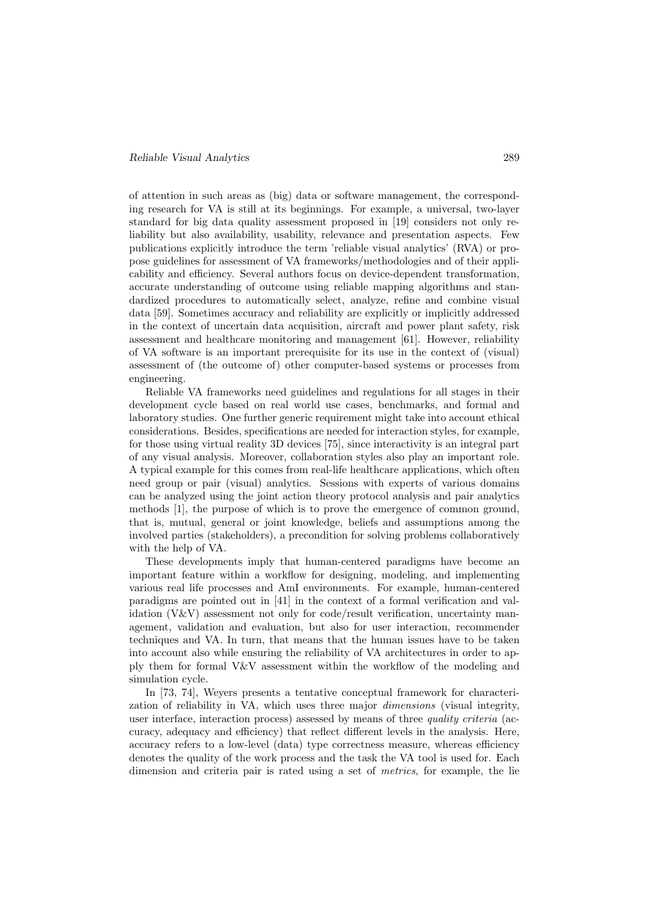of attention in such areas as (big) data or software management, the corresponding research for VA is still at its beginnings. For example, a universal, two-layer standard for big data quality assessment proposed in [19] considers not only reliability but also availability, usability, relevance and presentation aspects. Few publications explicitly introduce the term 'reliable visual analytics' (RVA) or propose guidelines for assessment of VA frameworks/methodologies and of their applicability and efficiency. Several authors focus on device-dependent transformation, accurate understanding of outcome using reliable mapping algorithms and standardized procedures to automatically select, analyze, refine and combine visual data [59]. Sometimes accuracy and reliability are explicitly or implicitly addressed in the context of uncertain data acquisition, aircraft and power plant safety, risk assessment and healthcare monitoring and management [61]. However, reliability of VA software is an important prerequisite for its use in the context of (visual) assessment of (the outcome of) other computer-based systems or processes from engineering.

Reliable VA frameworks need guidelines and regulations for all stages in their development cycle based on real world use cases, benchmarks, and formal and laboratory studies. One further generic requirement might take into account ethical considerations. Besides, specifications are needed for interaction styles, for example, for those using virtual reality 3D devices [75], since interactivity is an integral part of any visual analysis. Moreover, collaboration styles also play an important role. A typical example for this comes from real-life healthcare applications, which often need group or pair (visual) analytics. Sessions with experts of various domains can be analyzed using the joint action theory protocol analysis and pair analytics methods [1], the purpose of which is to prove the emergence of common ground, that is, mutual, general or joint knowledge, beliefs and assumptions among the involved parties (stakeholders), a precondition for solving problems collaboratively with the help of VA.

These developments imply that human-centered paradigms have become an important feature within a workflow for designing, modeling, and implementing various real life processes and AmI environments. For example, human-centered paradigms are pointed out in [41] in the context of a formal verification and validation (V&V) assessment not only for code/result verification, uncertainty management, validation and evaluation, but also for user interaction, recommender techniques and VA. In turn, that means that the human issues have to be taken into account also while ensuring the reliability of VA architectures in order to apply them for formal V&V assessment within the workflow of the modeling and simulation cycle.

In [73, 74], Weyers presents a tentative conceptual framework for characterization of reliability in VA, which uses three major *dimensions* (visual integrity, user interface, interaction process) assessed by means of three *quality criteria* (accuracy, adequacy and efficiency) that reflect different levels in the analysis. Here, accuracy refers to a low-level (data) type correctness measure, whereas efficiency denotes the quality of the work process and the task the VA tool is used for. Each dimension and criteria pair is rated using a set of *metrics*, for example, the lie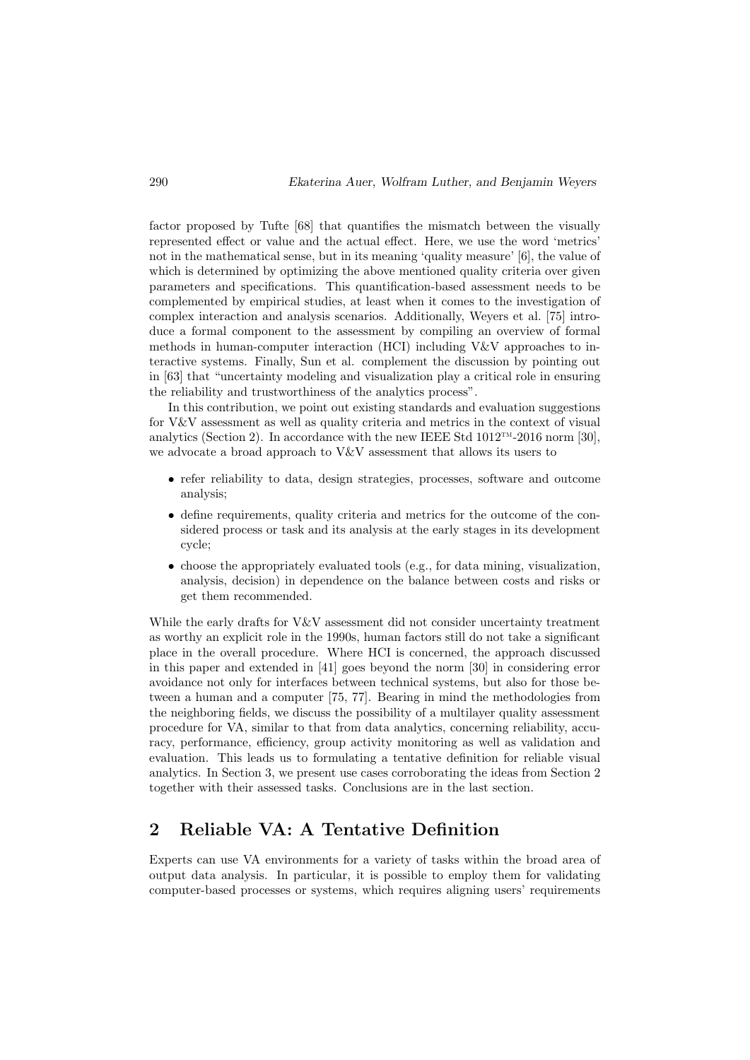factor proposed by Tufte [68] that quantifies the mismatch between the visually represented effect or value and the actual effect. Here, we use the word 'metrics' not in the mathematical sense, but in its meaning 'quality measure' [6], the value of which is determined by optimizing the above mentioned quality criteria over given parameters and specifications. This quantification-based assessment needs to be complemented by empirical studies, at least when it comes to the investigation of complex interaction and analysis scenarios. Additionally, Weyers et al. [75] introduce a formal component to the assessment by compiling an overview of formal methods in human-computer interaction (HCI) including V&V approaches to interactive systems. Finally, Sun et al. complement the discussion by pointing out in [63] that "uncertainty modeling and visualization play a critical role in ensuring the reliability and trustworthiness of the analytics process".

In this contribution, we point out existing standards and evaluation suggestions for V&V assessment as well as quality criteria and metrics in the context of visual analytics (Section 2). In accordance with the new IEEE Std 1012™-2016 norm [30], we advocate a broad approach to V&V assessment that allows its users to

- refer reliability to data, design strategies, processes, software and outcome analysis;
- define requirements, quality criteria and metrics for the outcome of the considered process or task and its analysis at the early stages in its development cycle;
- choose the appropriately evaluated tools (e.g., for data mining, visualization, analysis, decision) in dependence on the balance between costs and risks or get them recommended.

While the early drafts for V&V assessment did not consider uncertainty treatment as worthy an explicit role in the 1990s, human factors still do not take a significant place in the overall procedure. Where HCI is concerned, the approach discussed in this paper and extended in [41] goes beyond the norm [30] in considering error avoidance not only for interfaces between technical systems, but also for those between a human and a computer [75, 77]. Bearing in mind the methodologies from the neighboring fields, we discuss the possibility of a multilayer quality assessment procedure for VA, similar to that from data analytics, concerning reliability, accuracy, performance, efficiency, group activity monitoring as well as validation and evaluation. This leads us to formulating a tentative definition for reliable visual analytics. In Section 3, we present use cases corroborating the ideas from Section 2 together with their assessed tasks. Conclusions are in the last section.

## 2 Reliable VA: A Tentative Definition

Experts can use VA environments for a variety of tasks within the broad area of output data analysis. In particular, it is possible to employ them for validating computer-based processes or systems, which requires aligning users' requirements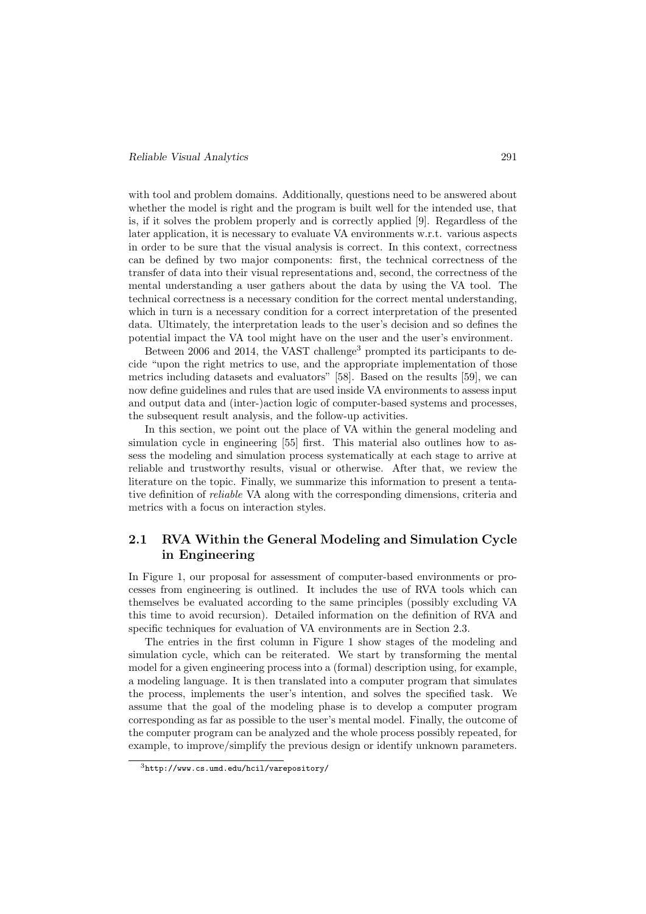with tool and problem domains. Additionally, questions need to be answered about whether the model is right and the program is built well for the intended use, that is, if it solves the problem properly and is correctly applied [9]. Regardless of the later application, it is necessary to evaluate VA environments w.r.t. various aspects in order to be sure that the visual analysis is correct. In this context, correctness can be defined by two major components: first, the technical correctness of the transfer of data into their visual representations and, second, the correctness of the mental understanding a user gathers about the data by using the VA tool. The technical correctness is a necessary condition for the correct mental understanding, which in turn is a necessary condition for a correct interpretation of the presented data. Ultimately, the interpretation leads to the user's decision and so defines the potential impact the VA tool might have on the user and the user's environment.

Between 2006 and 2014, the VAST challenge[3] prompted its participants to decide "upon the right metrics to use, and the appropriate implementation of those metrics including datasets and evaluators" [58]. Based on the results [59], we can now define guidelines and rules that are used inside VA environments to assess input and output data and (inter-)action logic of computer-based systems and processes, the subsequent result analysis, and the follow-up activities.

In this section, we point out the place of VA within the general modeling and simulation cycle in engineering [55] first. This material also outlines how to assess the modeling and simulation process systematically at each stage to arrive at reliable and trustworthy results, visual or otherwise. After that, we review the literature on the topic. Finally, we summarize this information to present a tentative definition of *reliable* VA along with the corresponding dimensions, criteria and metrics with a focus on interaction styles.

## 2.1 RVA Within the General Modeling and Simulation Cycle in Engineering

In Figure 1, our proposal for assessment of computer-based environments or processes from engineering is outlined. It includes the use of RVA tools which can themselves be evaluated according to the same principles (possibly excluding VA this time to avoid recursion). Detailed information on the definition of RVA and specific techniques for evaluation of VA environments are in Section 2.3.

The entries in the first column in Figure 1 show stages of the modeling and simulation cycle, which can be reiterated. We start by transforming the mental model for a given engineering process into a (formal) description using, for example, a modeling language. It is then translated into a computer program that simulates the process, implements the user's intention, and solves the specified task. We assume that the goal of the modeling phase is to develop a computer program corresponding as far as possible to the user's mental model. Finally, the outcome of the computer program can be analyzed and the whole process possibly repeated, for example, to improve/simplify the previous design or identify unknown parameters.

[3] http://www.cs.umd.edu/hcil/varepository/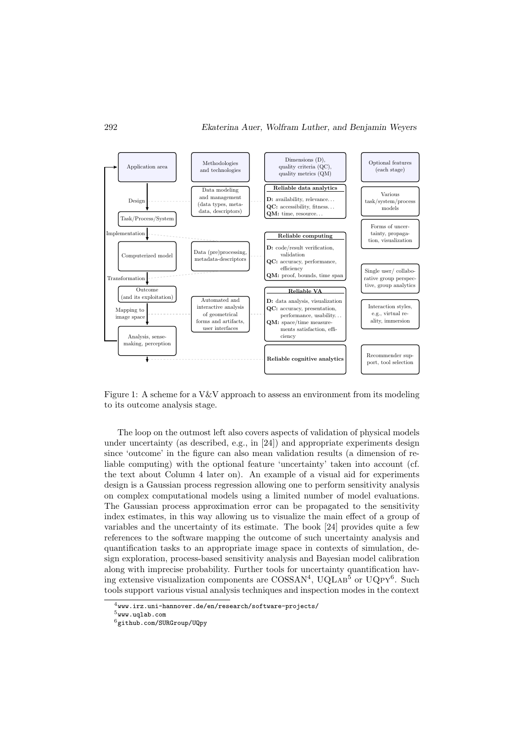Figure 1: A scheme for a V&V approach to assess an environment from its modeling to its outcome analysis stage.

The loop on the outmost left also covers aspects of validation of physical models under uncertainty (as described, e.g., in [24]) and appropriate experiments design since 'outcome' in the figure can also mean validation results (a dimension of reliable computing) with the optional feature 'uncertainty' taken into account (cf. the text about Column 4 later on). An example of a visual aid for experiments design is a Gaussian process regression allowing one to perform sensitivity analysis on complex computational models using a limited number of model evaluations. The Gaussian process approximation error can be propagated to the sensitivity index estimates, in this way allowing us to visualize the main effect of a group of variables and the uncertainty of its estimate. The book [24] provides quite a few references to the software mapping the outcome of such uncertainty analysis and quantification tasks to an appropriate image space in contexts of simulation, design exploration, process-based sensitivity analysis and Bayesian model calibration along with imprecise probability. Further tools for uncertainty quantification having extensive visualization components are COSSAN[4], UQLab[5] or UQpy[6]. Such tools support various visual analysis techniques and inspection modes in the context

[4] www.irz.uni-hannover.de/en/research/software-projects/

[5] www.uqlab.com

[6] github.com/SURGroup/UQpy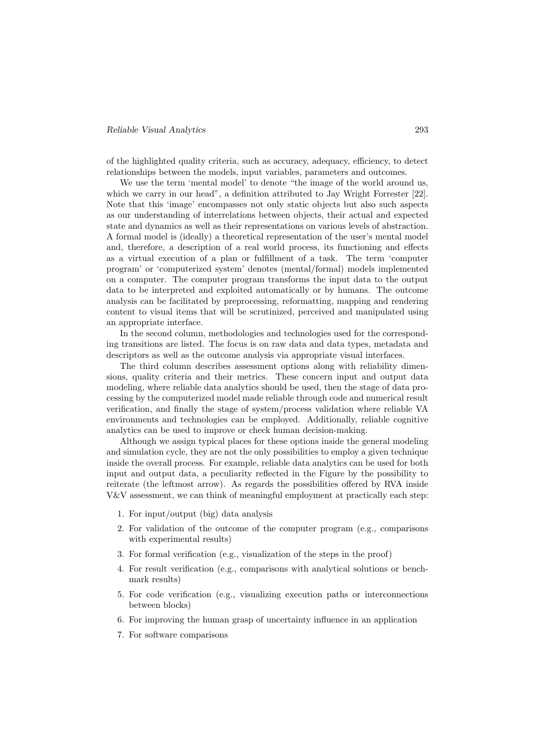of the highlighted quality criteria, such as accuracy, adequacy, efficiency, to detect relationships between the models, input variables, parameters and outcomes.

We use the term 'mental model' to denote "the image of the world around us, which we carry in our head", a definition attributed to Jay Wright Forrester [22]. Note that this 'image' encompasses not only static objects but also such aspects as our understanding of interrelations between objects, their actual and expected state and dynamics as well as their representations on various levels of abstraction. A formal model is (ideally) a theoretical representation of the user's mental model and, therefore, a description of a real world process, its functioning and effects as a virtual execution of a plan or fulfillment of a task. The term 'computer program' or 'computerized system' denotes (mental/formal) models implemented on a computer. The computer program transforms the input data to the output data to be interpreted and exploited automatically or by humans. The outcome analysis can be facilitated by preprocessing, reformatting, mapping and rendering content to visual items that will be scrutinized, perceived and manipulated using an appropriate interface.

In the second column, methodologies and technologies used for the corresponding transitions are listed. The focus is on raw data and data types, metadata and descriptors as well as the outcome analysis via appropriate visual interfaces.

The third column describes assessment options along with reliability dimensions, quality criteria and their metrics. These concern input and output data modeling, where reliable data analytics should be used, then the stage of data processing by the computerized model made reliable through code and numerical result verification, and finally the stage of system/process validation where reliable VA environments and technologies can be employed. Additionally, reliable cognitive analytics can be used to improve or check human decision-making.

Although we assign typical places for these options inside the general modeling and simulation cycle, they are not the only possibilities to employ a given technique inside the overall process. For example, reliable data analytics can be used for both input and output data, a peculiarity reflected in the Figure by the possibility to reiterate (the leftmost arrow). As regards the possibilities offered by RVA inside V&V assessment, we can think of meaningful employment at practically each step:

1. For input/output (big) data analysis
2. For validation of the outcome of the computer program (e.g., comparisons with experimental results)
3. For formal verification (e.g., visualization of the steps in the proof)
4. For result verification (e.g., comparisons with analytical solutions or benchmark results)
5. For code verification (e.g., visualizing execution paths or interconnections between blocks)
6. For improving the human grasp of uncertainty influence in an application
7. For software comparisons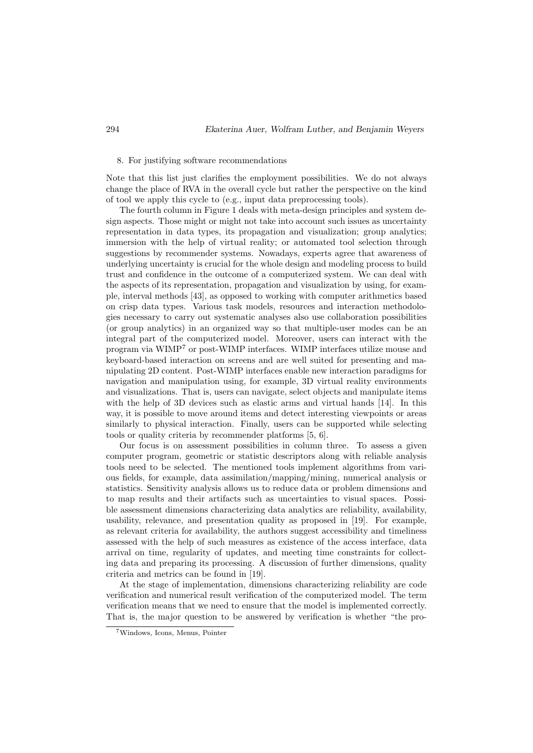8. For justifying software recommendations

Note that this list just clarifies the employment possibilities. We do not always change the place of RVA in the overall cycle but rather the perspective on the kind of tool we apply this cycle to (e.g., input data preprocessing tools).

The fourth column in Figure 1 deals with meta-design principles and system design aspects. Those might or might not take into account such issues as uncertainty representation in data types, its propagation and visualization; group analytics; immersion with the help of virtual reality; or automated tool selection through suggestions by recommender systems. Nowadays, experts agree that awareness of underlying uncertainty is crucial for the whole design and modeling process to build trust and confidence in the outcome of a computerized system. We can deal with the aspects of its representation, propagation and visualization by using, for example, interval methods [43], as opposed to working with computer arithmetics based on crisp data types. Various task models, resources and interaction methodologies necessary to carry out systematic analyses also use collaboration possibilities (or group analytics) in an organized way so that multiple-user modes can be an integral part of the computerized model. Moreover, users can interact with the program via WIMP[7] or post-WIMP interfaces. WIMP interfaces utilize mouse and keyboard-based interaction on screens and are well suited for presenting and manipulating 2D content. Post-WIMP interfaces enable new interaction paradigms for navigation and manipulation using, for example, 3D virtual reality environments and visualizations. That is, users can navigate, select objects and manipulate items with the help of 3D devices such as elastic arms and virtual hands [14]. In this way, it is possible to move around items and detect interesting viewpoints or areas similarly to physical interaction. Finally, users can be supported while selecting tools or quality criteria by recommender platforms [5, 6].

Our focus is on assessment possibilities in column three. To assess a given computer program, geometric or statistic descriptors along with reliable analysis tools need to be selected. The mentioned tools implement algorithms from various fields, for example, data assimilation/mapping/mining, numerical analysis or statistics. Sensitivity analysis allows us to reduce data or problem dimensions and to map results and their artifacts such as uncertainties to visual spaces. Possible assessment dimensions characterizing data analytics are reliability, availability, usability, relevance, and presentation quality as proposed in [19]. For example, as relevant criteria for availability, the authors suggest accessibility and timeliness assessed with the help of such measures as existence of the access interface, data arrival on time, regularity of updates, and meeting time constraints for collecting data and preparing its processing. A discussion of further dimensions, quality criteria and metrics can be found in [19].

At the stage of implementation, dimensions characterizing reliability are code verification and numerical result verification of the computerized model. The term verification means that we need to ensure that the model is implemented correctly. That is, the major question to be answered by verification is whether "the pro-

[7] Windows, Icons, Menus, Pointer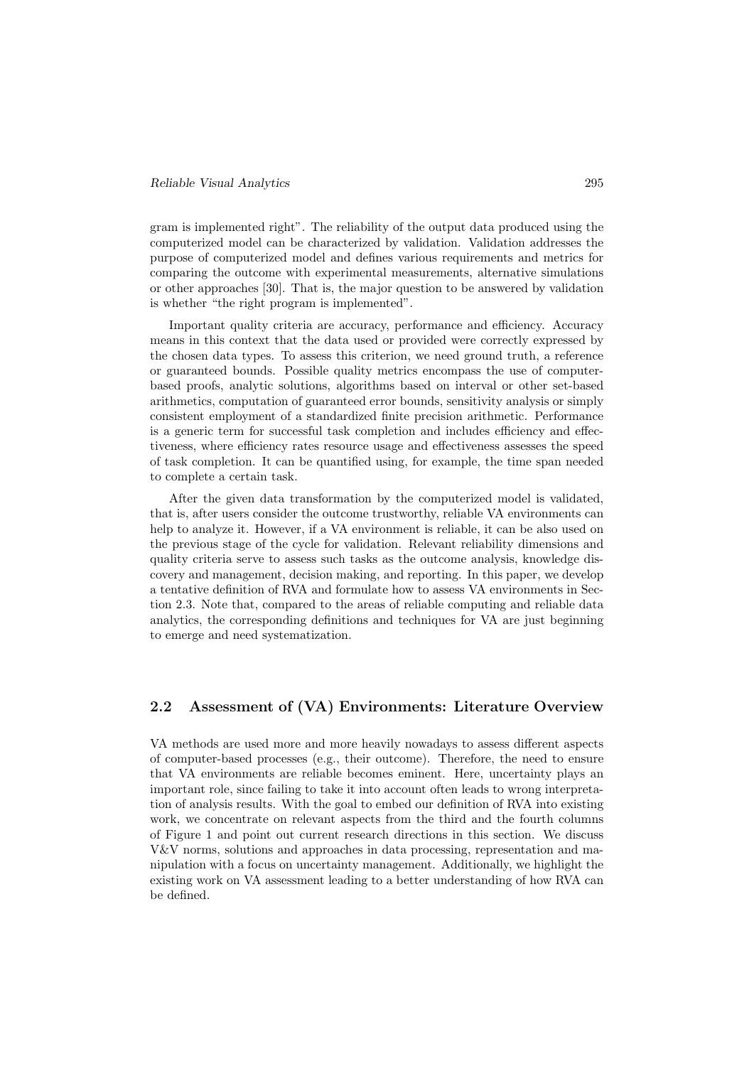gram is implemented right". The reliability of the output data produced using the computerized model can be characterized by validation. Validation addresses the purpose of computerized model and defines various requirements and metrics for comparing the outcome with experimental measurements, alternative simulations or other approaches [30]. That is, the major question to be answered by validation is whether "the right program is implemented".

Important quality criteria are accuracy, performance and efficiency. Accuracy means in this context that the data used or provided were correctly expressed by the chosen data types. To assess this criterion, we need ground truth, a reference or guaranteed bounds. Possible quality metrics encompass the use of computer-based proofs, analytic solutions, algorithms based on interval or other set-based arithmetics, computation of guaranteed error bounds, sensitivity analysis or simply consistent employment of a standardized finite precision arithmetic. Performance is a generic term for successful task completion and includes efficiency and effectiveness, where efficiency rates resource usage and effectiveness assesses the speed of task completion. It can be quantified using, for example, the time span needed to complete a certain task.

After the given data transformation by the computerized model is validated, that is, after users consider the outcome trustworthy, reliable VA environments can help to analyze it. However, if a VA environment is reliable, it can be also used on the previous stage of the cycle for validation. Relevant reliability dimensions and quality criteria serve to assess such tasks as the outcome analysis, knowledge discovery and management, decision making, and reporting. In this paper, we develop a tentative definition of RVA and formulate how to assess VA environments in Section 2.3. Note that, compared to the areas of reliable computing and reliable data analytics, the corresponding definitions and techniques for VA are just beginning to emerge and need systematization.

## 2.2 Assessment of (VA) Environments: Literature Overview

VA methods are used more and more heavily nowadays to assess different aspects of computer-based processes (e.g., their outcome). Therefore, the need to ensure that VA environments are reliable becomes eminent. Here, uncertainty plays an important role, since failing to take it into account often leads to wrong interpretation of analysis results. With the goal to embed our definition of RVA into existing work, we concentrate on relevant aspects from the third and the fourth columns of Figure 1 and point out current research directions in this section. We discuss V&V norms, solutions and approaches in data processing, representation and manipulation with a focus on uncertainty management. Additionally, we highlight the existing work on VA assessment leading to a better understanding of how RVA can be defined.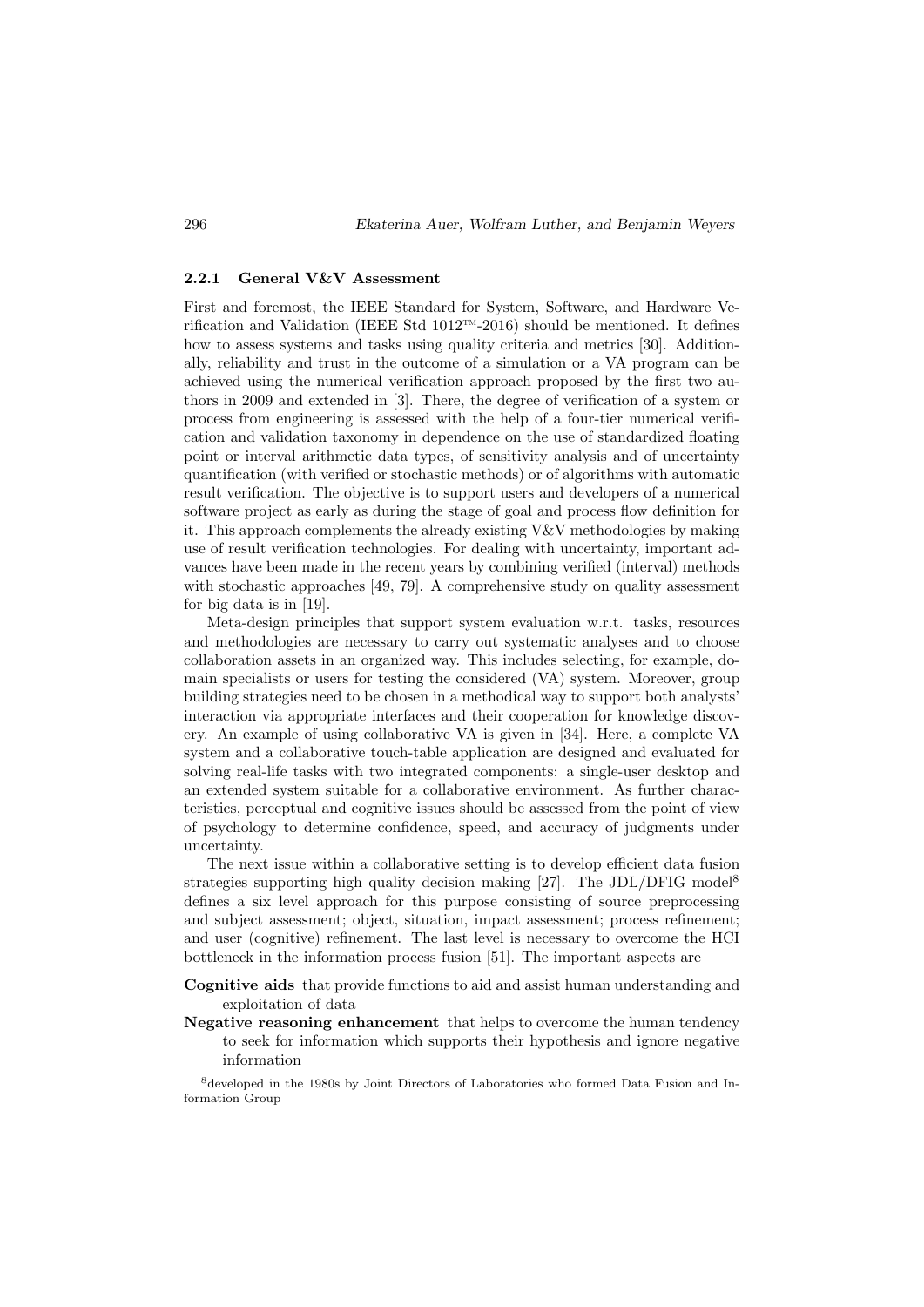#### 2.2.1 General V&V Assessment

First and foremost, the IEEE Standard for System, Software, and Hardware Verification and Validation (IEEE Std 1012™-2016) should be mentioned. It defines how to assess systems and tasks using quality criteria and metrics [30]. Additionally, reliability and trust in the outcome of a simulation or a VA program can be achieved using the numerical verification approach proposed by the first two authors in 2009 and extended in [3]. There, the degree of verification of a system or process from engineering is assessed with the help of a four-tier numerical verification and validation taxonomy in dependence on the use of standardized floating point or interval arithmetic data types, of sensitivity analysis and of uncertainty quantification (with verified or stochastic methods) or of algorithms with automatic result verification. The objective is to support users and developers of a numerical software project as early as during the stage of goal and process flow definition for it. This approach complements the already existing V&V methodologies by making use of result verification technologies. For dealing with uncertainty, important advances have been made in the recent years by combining verified (interval) methods with stochastic approaches [49, 79]. A comprehensive study on quality assessment for big data is in [19].

Meta-design principles that support system evaluation w.r.t. tasks, resources and methodologies are necessary to carry out systematic analyses and to choose collaboration assets in an organized way. This includes selecting, for example, domain specialists or users for testing the considered (VA) system. Moreover, group building strategies need to be chosen in a methodical way to support both analysts' interaction via appropriate interfaces and their cooperation for knowledge discovery. An example of using collaborative VA is given in [34]. Here, a complete VA system and a collaborative touch-table application are designed and evaluated for solving real-life tasks with two integrated components: a single-user desktop and an extended system suitable for a collaborative environment. As further characteristics, perceptual and cognitive issues should be assessed from the point of view of psychology to determine confidence, speed, and accuracy of judgments under uncertainty.

The next issue within a collaborative setting is to develop efficient data fusion strategies supporting high quality decision making [27]. The JDL/DFIG model[8] defines a six level approach for this purpose consisting of source preprocessing and subject assessment; object, situation, impact assessment; process refinement; and user (cognitive) refinement. The last level is necessary to overcome the HCI bottleneck in the information process fusion [51]. The important aspects are

**Cognitive aids** that provide functions to aid and assist human understanding and exploitation of data

**Negative reasoning enhancement** that helps to overcome the human tendency to seek for information which supports their hypothesis and ignore negative information

[8] developed in the 1980s by Joint Directors of Laboratories who formed Data Fusion and Information Group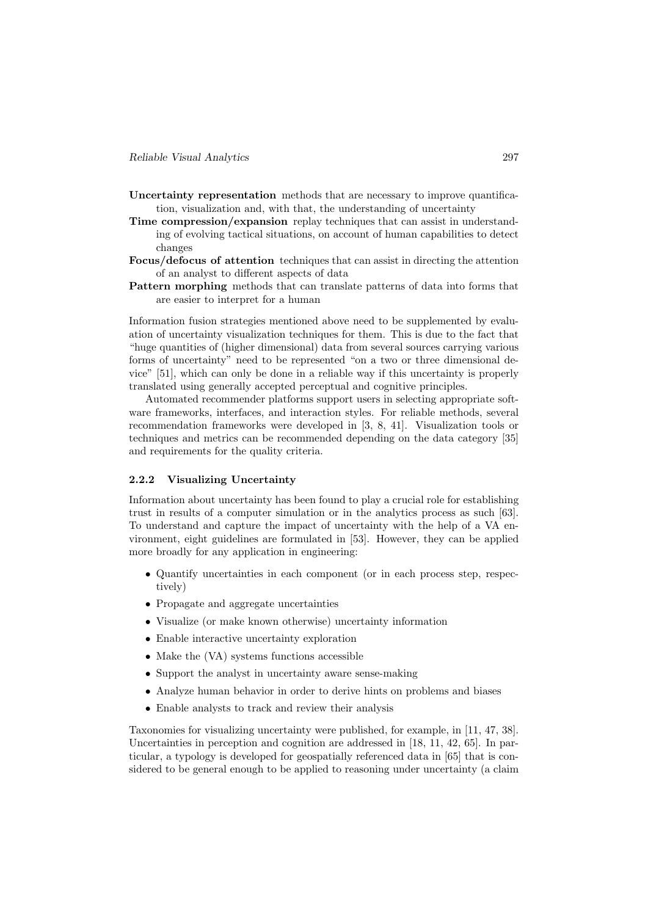**Uncertainty representation** methods that are necessary to improve quantification, visualization and, with that, the understanding of uncertainty

**Time compression/expansion** replay techniques that can assist in understanding of evolving tactical situations, on account of human capabilities to detect changes

**Focus/defocus of attention** techniques that can assist in directing the attention of an analyst to different aspects of data

**Pattern morphing** methods that can translate patterns of data into forms that are easier to interpret for a human

Information fusion strategies mentioned above need to be supplemented by evaluation of uncertainty visualization techniques for them. This is due to the fact that "huge quantities of (higher dimensional) data from several sources carrying various forms of uncertainty" need to be represented "on a two or three dimensional device" [51], which can only be done in a reliable way if this uncertainty is properly translated using generally accepted perceptual and cognitive principles.

Automated recommender platforms support users in selecting appropriate software frameworks, interfaces, and interaction styles. For reliable methods, several recommendation frameworks were developed in [3, 8, 41]. Visualization tools or techniques and metrics can be recommended depending on the data category [35] and requirements for the quality criteria.

### 2.2.2 Visualizing Uncertainty

Information about uncertainty has been found to play a crucial role for establishing trust in results of a computer simulation or in the analytics process as such [63]. To understand and capture the impact of uncertainty with the help of a VA environment, eight guidelines are formulated in [53]. However, they can be applied more broadly for any application in engineering:

- Quantify uncertainties in each component (or in each process step, respectively)
- Propagate and aggregate uncertainties
- Visualize (or make known otherwise) uncertainty information
- Enable interactive uncertainty exploration
- Make the (VA) systems functions accessible
- Support the analyst in uncertainty aware sense-making
- Analyze human behavior in order to derive hints on problems and biases
- Enable analysts to track and review their analysis

Taxonomies for visualizing uncertainty were published, for example, in [11, 47, 38]. Uncertainties in perception and cognition are addressed in [18, 11, 42, 65]. In particular, a typology is developed for geospatially referenced data in [65] that is considered to be general enough to be applied to reasoning under uncertainty (a claim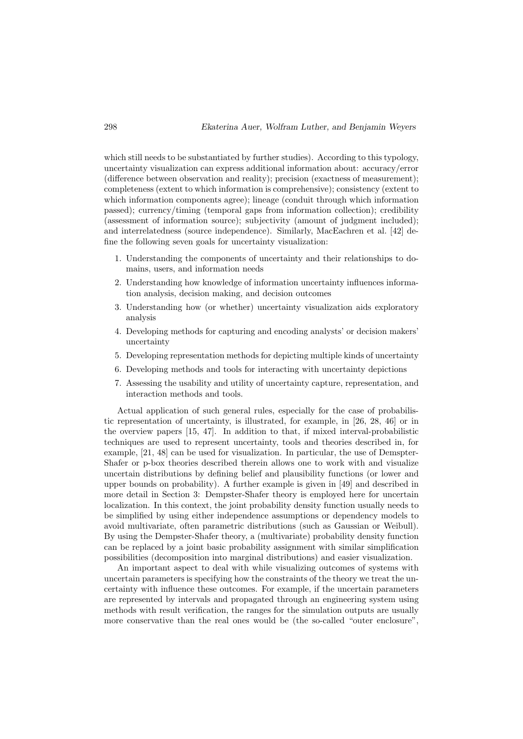which still needs to be substantiated by further studies). According to this typology, uncertainty visualization can express additional information about: accuracy/error (difference between observation and reality); precision (exactness of measurement); completeness (extent to which information is comprehensive); consistency (extent to which information components agree); lineage (conduit through which information passed); currency/timing (temporal gaps from information collection); credibility (assessment of information source); subjectivity (amount of judgment included); and interrelatedness (source independence). Similarly, MacEachren et al. [42] define the following seven goals for uncertainty visualization:

1. Understanding the components of uncertainty and their relationships to domains, users, and information needs
2. Understanding how knowledge of information uncertainty influences information analysis, decision making, and decision outcomes
3. Understanding how (or whether) uncertainty visualization aids exploratory analysis
4. Developing methods for capturing and encoding analysts' or decision makers' uncertainty
5. Developing representation methods for depicting multiple kinds of uncertainty
6. Developing methods and tools for interacting with uncertainty depictions
7. Assessing the usability and utility of uncertainty capture, representation, and interaction methods and tools.

Actual application of such general rules, especially for the case of probabilistic representation of uncertainty, is illustrated, for example, in [26, 28, 46] or in the overview papers [15, 47]. In addition to that, if mixed interval-probabilistic techniques are used to represent uncertainty, tools and theories described in, for example, [21, 48] can be used for visualization. In particular, the use of Demspter-Shafer or p-box theories described therein allows one to work with and visualize uncertain distributions by defining belief and plausibility functions (or lower and upper bounds on probability). A further example is given in [49] and described in more detail in Section 3: Dempster-Shafer theory is employed here for uncertain localization. In this context, the joint probability density function usually needs to be simplified by using either independence assumptions or dependency models to avoid multivariate, often parametric distributions (such as Gaussian or Weibull). By using the Dempster-Shafer theory, a (multivariate) probability density function can be replaced by a joint basic probability assignment with similar simplification possibilities (decomposition into marginal distributions) and easier visualization.

An important aspect to deal with while visualizing outcomes of systems with uncertain parameters is specifying how the constraints of the theory we treat the uncertainty with influence these outcomes. For example, if the uncertain parameters are represented by intervals and propagated through an engineering system using methods with result verification, the ranges for the simulation outputs are usually more conservative than the real ones would be (the so-called "outer enclosure",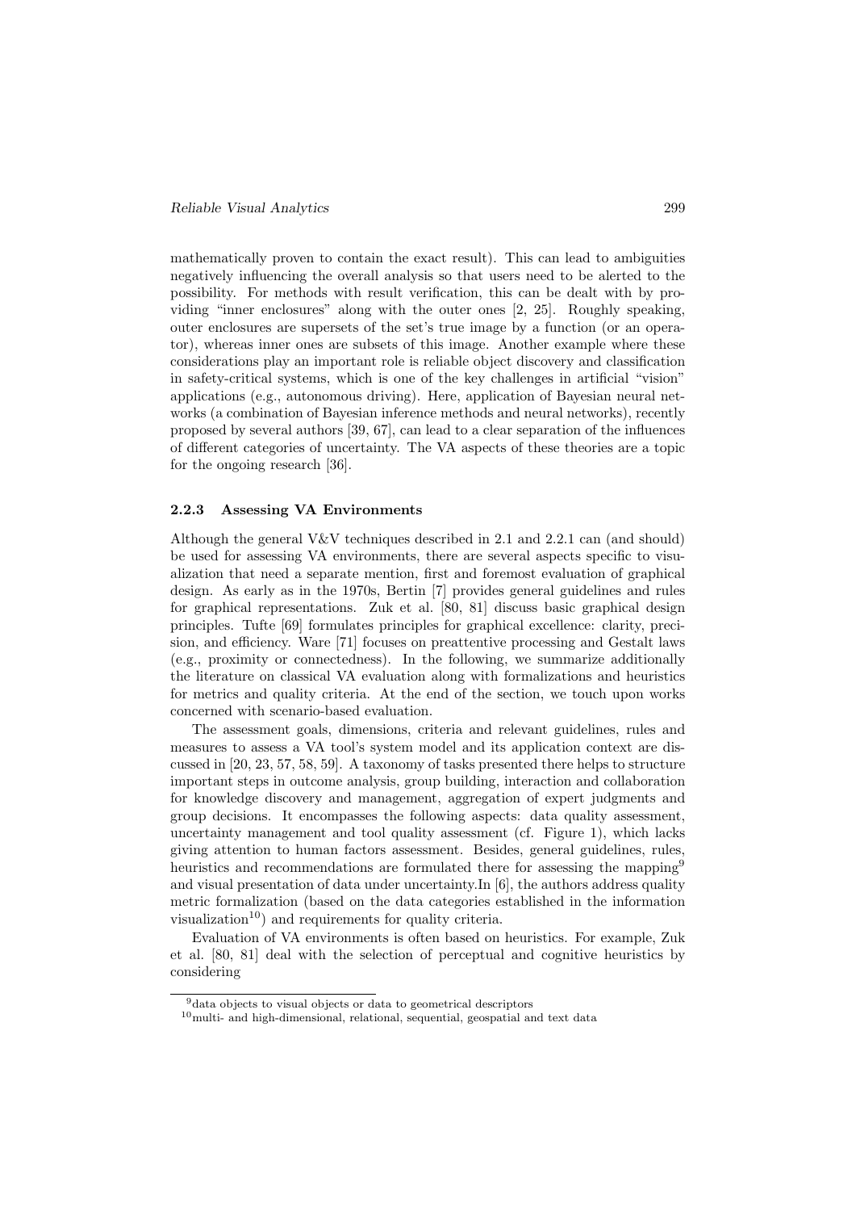mathematically proven to contain the exact result). This can lead to ambiguities negatively influencing the overall analysis so that users need to be alerted to the possibility. For methods with result verification, this can be dealt with by providing "inner enclosures" along with the outer ones [2, 25]. Roughly speaking, outer enclosures are supersets of the set's true image by a function (or an operator), whereas inner ones are subsets of this image. Another example where these considerations play an important role is reliable object discovery and classification in safety-critical systems, which is one of the key challenges in artificial "vision" applications (e.g., autonomous driving). Here, application of Bayesian neural networks (a combination of Bayesian inference methods and neural networks), recently proposed by several authors [39, 67], can lead to a clear separation of the influences of different categories of uncertainty. The VA aspects of these theories are a topic for the ongoing research [36].

### 2.2.3 Assessing VA Environments

Although the general V&V techniques described in 2.1 and 2.2.1 can (and should) be used for assessing VA environments, there are several aspects specific to visualization that need a separate mention, first and foremost evaluation of graphical design. As early as in the 1970s, Bertin [7] provides general guidelines and rules for graphical representations. Zuk et al. [80, 81] discuss basic graphical design principles. Tufte [69] formulates principles for graphical excellence: clarity, precision, and efficiency. Ware [71] focuses on preattentive processing and Gestalt laws (e.g., proximity or connectedness). In the following, we summarize additionally the literature on classical VA evaluation along with formalizations and heuristics for metrics and quality criteria. At the end of the section, we touch upon works concerned with scenario-based evaluation.

The assessment goals, dimensions, criteria and relevant guidelines, rules and measures to assess a VA tool's system model and its application context are discussed in [20, 23, 57, 58, 59]. A taxonomy of tasks presented there helps to structure important steps in outcome analysis, group building, interaction and collaboration for knowledge discovery and management, aggregation of expert judgments and group decisions. It encompasses the following aspects: data quality assessment, uncertainty management and tool quality assessment (cf. Figure 1), which lacks giving attention to human factors assessment. Besides, general guidelines, rules, heuristics and recommendations are formulated there for assessing the mapping[9] and visual presentation of data under uncertainty.In [6], the authors address quality metric formalization (based on the data categories established in the information visualization[10]) and requirements for quality criteria.

Evaluation of VA environments is often based on heuristics. For example, Zuk et al. [80, 81] deal with the selection of perceptual and cognitive heuristics by considering

[9] data objects to visual objects or data to geometrical descriptors

[10] multi- and high-dimensional, relational, sequential, geospatial and text data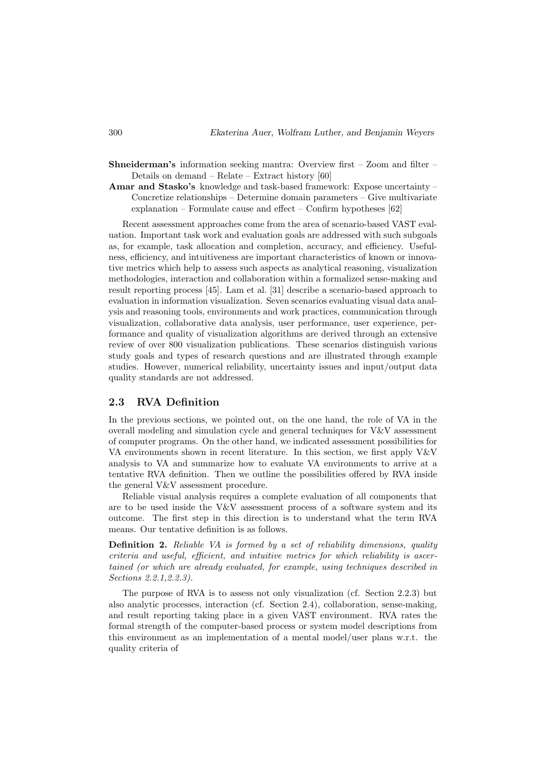**Shneiderman's** information seeking mantra: Overview first – Zoom and filter – Details on demand – Relate – Extract history [60]

**Amar and Stasko's** knowledge and task-based framework: Expose uncertainty – Concretize relationships – Determine domain parameters – Give multivariate explanation – Formulate cause and effect – Confirm hypotheses [62]

Recent assessment approaches come from the area of scenario-based VAST evaluation. Important task work and evaluation goals are addressed with such subgoals as, for example, task allocation and completion, accuracy, and efficiency. Usefulness, efficiency, and intuitiveness are important characteristics of known or innovative metrics which help to assess such aspects as analytical reasoning, visualization methodologies, interaction and collaboration within a formalized sense-making and result reporting process [45]. Lam et al. [31] describe a scenario-based approach to evaluation in information visualization. Seven scenarios evaluating visual data analysis and reasoning tools, environments and work practices, communication through visualization, collaborative data analysis, user performance, user experience, performance and quality of visualization algorithms are derived through an extensive review of over 800 visualization publications. These scenarios distinguish various study goals and types of research questions and are illustrated through example studies. However, numerical reliability, uncertainty issues and input/output data quality standards are not addressed.

## 2.3 RVA Definition

In the previous sections, we pointed out, on the one hand, the role of VA in the overall modeling and simulation cycle and general techniques for V&V assessment of computer programs. On the other hand, we indicated assessment possibilities for VA environments shown in recent literature. In this section, we first apply V&V analysis to VA and summarize how to evaluate VA environments to arrive at a tentative RVA definition. Then we outline the possibilities offered by RVA inside the general V&V assessment procedure.

Reliable visual analysis requires a complete evaluation of all components that are to be used inside the V&V assessment process of a software system and its outcome. The first step in this direction is to understand what the term RVA means. Our tentative definition is as follows.

**Definition 2.** *Reliable VA is formed by a set of reliability dimensions, quality criteria and useful, efficient, and intuitive metrics for which reliability is ascertained (or which are already evaluated, for example, using techniques described in Sections 2.2.1,2.2.3).*

The purpose of RVA is to assess not only visualization (cf. Section 2.2.3) but also analytic processes, interaction (cf. Section 2.4), collaboration, sense-making, and result reporting taking place in a given VAST environment. RVA rates the formal strength of the computer-based process or system model descriptions from this environment as an implementation of a mental model/user plans w.r.t. the quality criteria of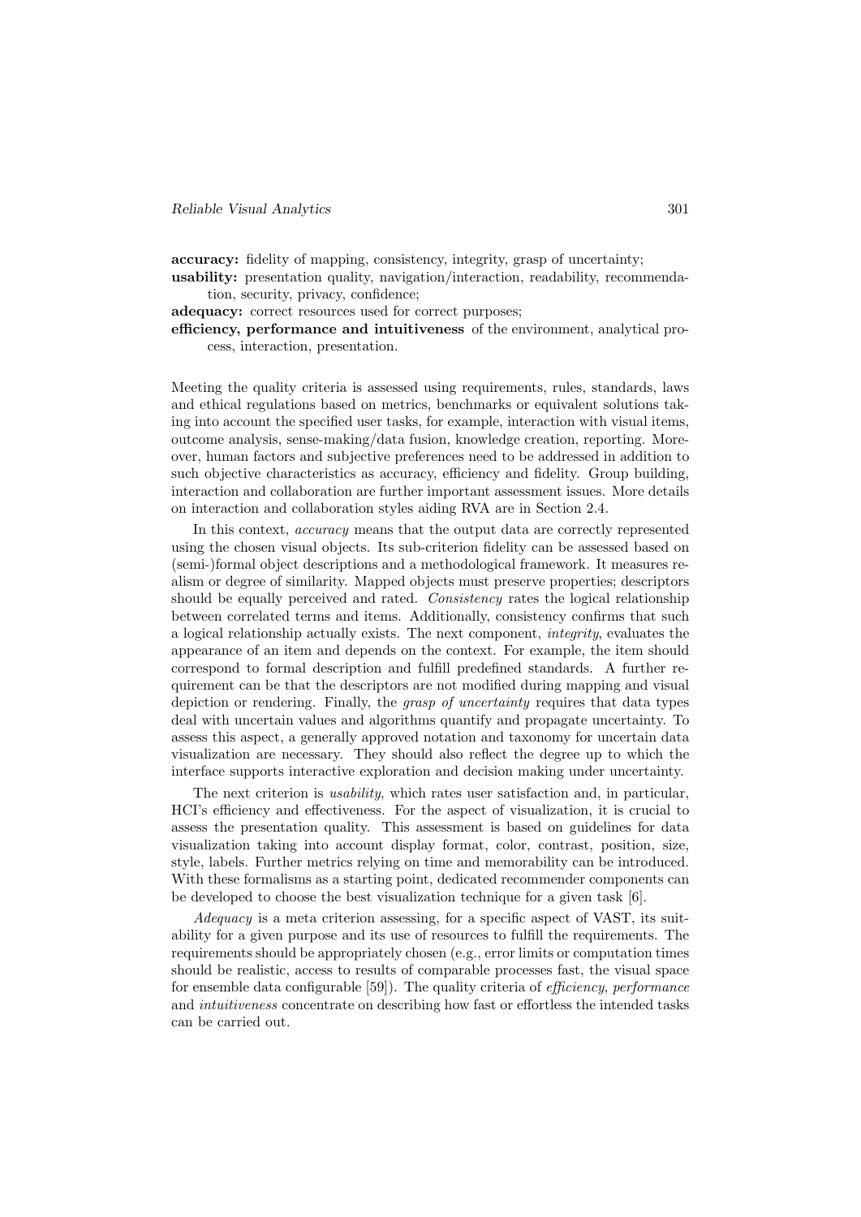**accuracy:** fidelity of mapping, consistency, integrity, grasp of uncertainty;

**usability:** presentation quality, navigation/interaction, readability, recommendation, security, privacy, confidence;

**adequacy:** correct resources used for correct purposes;

**efficiency, performance and intuitiveness** of the environment, analytical process, interaction, presentation.

Meeting the quality criteria is assessed using requirements, rules, standards, laws and ethical regulations based on metrics, benchmarks or equivalent solutions taking into account the specified user tasks, for example, interaction with visual items, outcome analysis, sense-making/data fusion, knowledge creation, reporting. Moreover, human factors and subjective preferences need to be addressed in addition to such objective characteristics as accuracy, efficiency and fidelity. Group building, interaction and collaboration are further important assessment issues. More details on interaction and collaboration styles aiding RVA are in Section 2.4.

In this context, *accuracy* means that the output data are correctly represented using the chosen visual objects. Its sub-criterion fidelity can be assessed based on (semi-)formal object descriptions and a methodological framework. It measures realism or degree of similarity. Mapped objects must preserve properties; descriptors should be equally perceived and rated. *Consistency* rates the logical relationship between correlated terms and items. Additionally, consistency confirms that such a logical relationship actually exists. The next component, *integrity*, evaluates the appearance of an item and depends on the context. For example, the item should correspond to formal description and fulfill predefined standards. A further requirement can be that the descriptors are not modified during mapping and visual depiction or rendering. Finally, the *grasp of uncertainty* requires that data types deal with uncertain values and algorithms quantify and propagate uncertainty. To assess this aspect, a generally approved notation and taxonomy for uncertain data visualization are necessary. They should also reflect the degree up to which the interface supports interactive exploration and decision making under uncertainty.

The next criterion is *usability*, which rates user satisfaction and, in particular, HCI's efficiency and effectiveness. For the aspect of visualization, it is crucial to assess the presentation quality. This assessment is based on guidelines for data visualization taking into account display format, color, contrast, position, size, style, labels. Further metrics relying on time and memorability can be introduced. With these formalisms as a starting point, dedicated recommender components can be developed to choose the best visualization technique for a given task [6].

*Adequacy* is a meta criterion assessing, for a specific aspect of VAST, its suitability for a given purpose and its use of resources to fulfill the requirements. The requirements should be appropriately chosen (e.g., error limits or computation times should be realistic, access to results of comparable processes fast, the visual space for ensemble data configurable [59]). The quality criteria of *efficiency*, *performance* and *intuitiveness* concentrate on describing how fast or effortless the intended tasks can be carried out.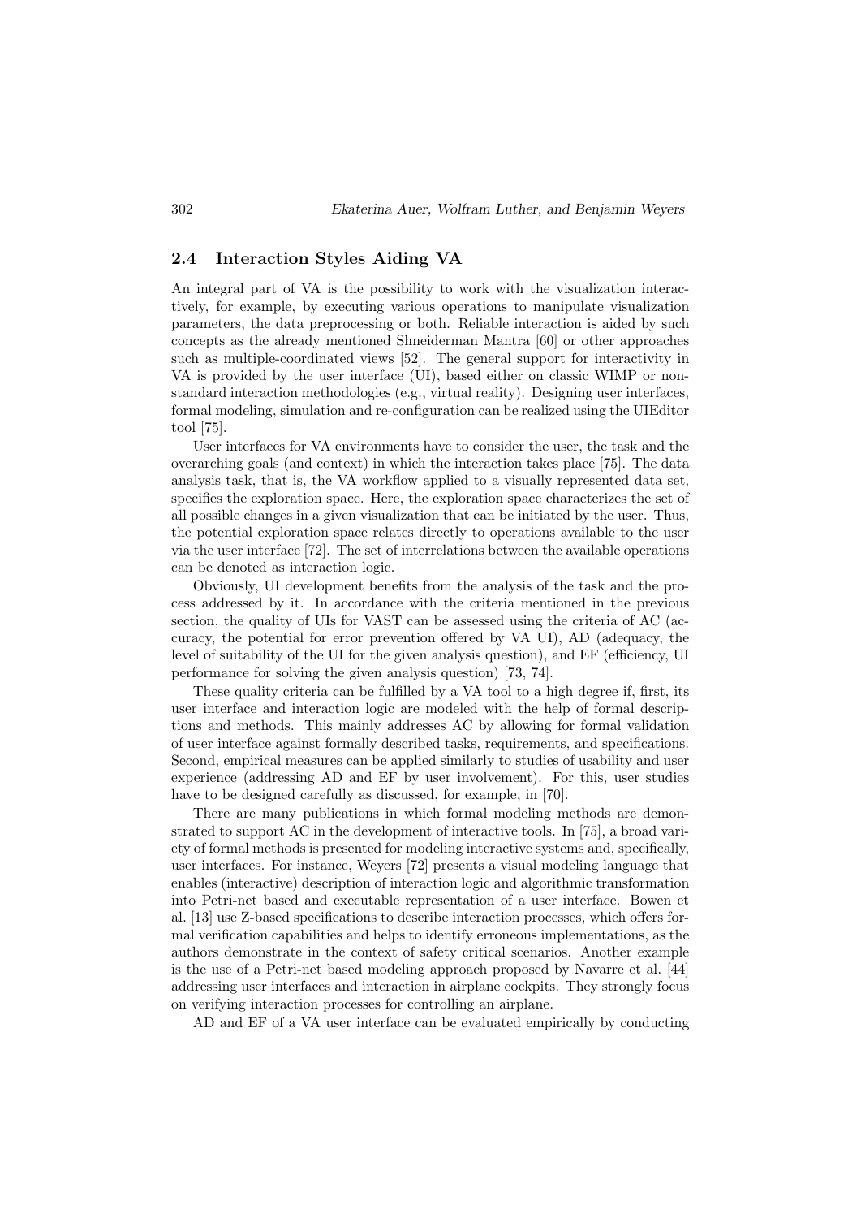### 2.4 Interaction Styles Aiding VA

An integral part of VA is the possibility to work with the visualization interactively, for example, by executing various operations to manipulate visualization parameters, the data preprocessing or both. Reliable interaction is aided by such concepts as the already mentioned Shneiderman Mantra [60] or other approaches such as multiple-coordinated views [52]. The general support for interactivity in VA is provided by the user interface (UI), based either on classic WIMP or non-standard interaction methodologies (e.g., virtual reality). Designing user interfaces, formal modeling, simulation and re-configuration can be realized using the UIEditor tool [75].

User interfaces for VA environments have to consider the user, the task and the overarching goals (and context) in which the interaction takes place [75]. The data analysis task, that is, the VA workflow applied to a visually represented data set, specifies the exploration space. Here, the exploration space characterizes the set of all possible changes in a given visualization that can be initiated by the user. Thus, the potential exploration space relates directly to operations available to the user via the user interface [72]. The set of interrelations between the available operations can be denoted as interaction logic.

Obviously, UI development benefits from the analysis of the task and the process addressed by it. In accordance with the criteria mentioned in the previous section, the quality of UIs for VAST can be assessed using the criteria of AC (accuracy, the potential for error prevention offered by VA UI), AD (adequacy, the level of suitability of the UI for the given analysis question), and EF (efficiency, UI performance for solving the given analysis question) [73, 74].

These quality criteria can be fulfilled by a VA tool to a high degree if, first, its user interface and interaction logic are modeled with the help of formal descriptions and methods. This mainly addresses AC by allowing for formal validation of user interface against formally described tasks, requirements, and specifications. Second, empirical measures can be applied similarly to studies of usability and user experience (addressing AD and EF by user involvement). For this, user studies have to be designed carefully as discussed, for example, in [70].

There are many publications in which formal modeling methods are demonstrated to support AC in the development of interactive tools. In [75], a broad variety of formal methods is presented for modeling interactive systems and, specifically, user interfaces. For instance, Weyers [72] presents a visual modeling language that enables (interactive) description of interaction logic and algorithmic transformation into Petri-net based and executable representation of a user interface. Bowen et al. [13] use Z-based specifications to describe interaction processes, which offers formal verification capabilities and helps to identify erroneous implementations, as the authors demonstrate in the context of safety critical scenarios. Another example is the use of a Petri-net based modeling approach proposed by Navarre et al. [44] addressing user interfaces and interaction in airplane cockpits. They strongly focus on verifying interaction processes for controlling an airplane.

AD and EF of a VA user interface can be evaluated empirically by conducting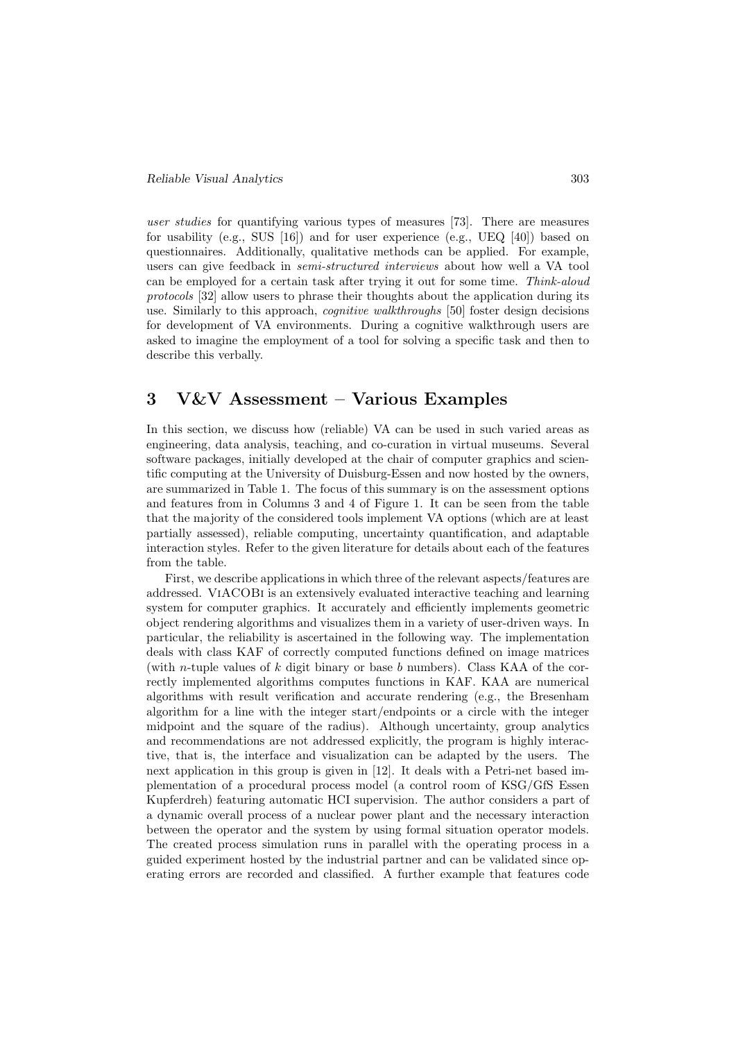*user studies* for quantifying various types of measures [73]. There are measures for usability (e.g., SUS [16]) and for user experience (e.g., UEQ [40]) based on questionnaires. Additionally, qualitative methods can be applied. For example, users can give feedback in *semi-structured interviews* about how well a VA tool can be employed for a certain task after trying it out for some time. *Think-aloud protocols* [32] allow users to phrase their thoughts about the application during its use. Similarly to this approach, *cognitive walkthroughs* [50] foster design decisions for development of VA environments. During a cognitive walkthrough users are asked to imagine the employment of a tool for solving a specific task and then to describe this verbally.

## 3 V&V Assessment – Various Examples

In this section, we discuss how (reliable) VA can be used in such varied areas as engineering, data analysis, teaching, and co-curation in virtual museums. Several software packages, initially developed at the chair of computer graphics and scientific computing at the University of Duisburg-Essen and now hosted by the owners, are summarized in Table 1. The focus of this summary is on the assessment options and features from in Columns 3 and 4 of Figure 1. It can be seen from the table that the majority of the considered tools implement VA options (which are at least partially assessed), reliable computing, uncertainty quantification, and adaptable interaction styles. Refer to the given literature for details about each of the features from the table.

First, we describe applications in which three of the relevant aspects/features are addressed. ViACOBi is an extensively evaluated interactive teaching and learning system for computer graphics. It accurately and efficiently implements geometric object rendering algorithms and visualizes them in a variety of user-driven ways. In particular, the reliability is ascertained in the following way. The implementation deals with class KAF of correctly computed functions defined on image matrices (with $n$-tuple values of $k$ digit binary or base $b$ numbers). Class KAA of the correctly implemented algorithms computes functions in KAF. KAA are numerical algorithms with result verification and accurate rendering (e.g., the Bresenham algorithm for a line with the integer start/endpoints or a circle with the integer midpoint and the square of the radius). Although uncertainty, group analytics and recommendations are not addressed explicitly, the program is highly interactive, that is, the interface and visualization can be adapted by the users. The next application in this group is given in [12]. It deals with a Petri-net based implementation of a procedural process model (a control room of KSG/GfS Essen Kupferdreh) featuring automatic HCI supervision. The author considers a part of a dynamic overall process of a nuclear power plant and the necessary interaction between the operator and the system by using formal situation operator models. The created process simulation runs in parallel with the operating process in a guided experiment hosted by the industrial partner and can be validated since operating errors are recorded and classified. A further example that features code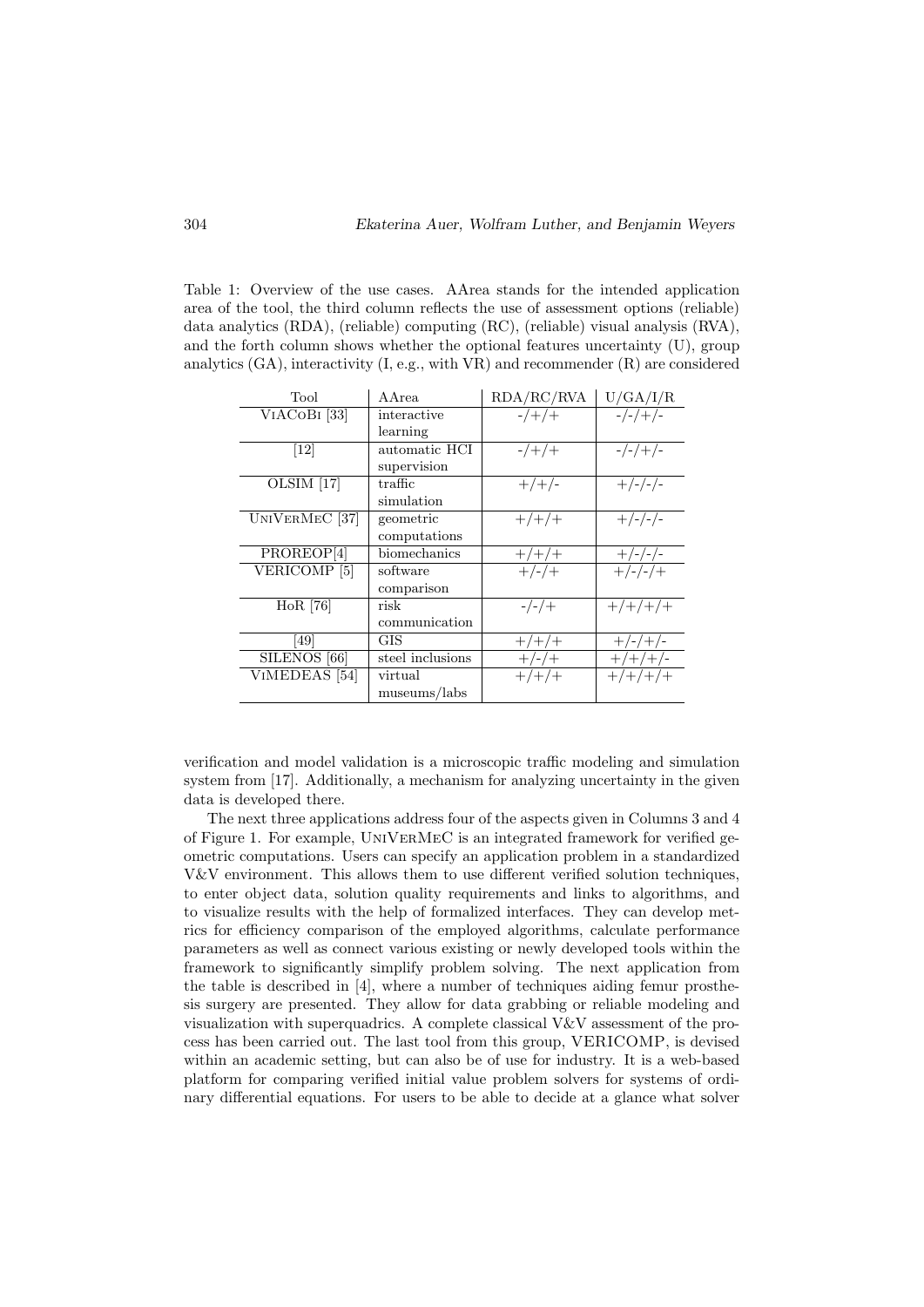Table 1: Overview of the use cases. AArea stands for the intended application area of the tool, the third column reflects the use of assessment options (reliable) data analytics (RDA), (reliable) computing (RC), (reliable) visual analysis (RVA), and the forth column shows whether the optional features uncertainty (U), group analytics (GA), interactivity (I, e.g., with VR) and recommender (R) are considered

| Tool | AArea | RDA/RC/RVA | U/GA/I/R |
|---|---|---|---|
| ViACoBi [33] | interactive learning | -/+/+ | -/-/+/- |
| [12] | automatic HCI supervision | -/+/+ | -/-/+/- |
| OLSIM [17] | traffic simulation | +/+/- | +/-/-/- |
| UniVerMeC [37] | geometric computations | +/+/+ | +/-/-/- |
| PROREOP[4] | biomechanics | +/+/+ | +/-/-/- |
| VERICOMP [5] | software comparison | +/-/+ | +/-/-/+ |
| HoR [76] | risk communication | -/-/+ | +/+/+/+ |
| [49] | GIS | +/+/+ | +/-/+/- |
| SILENOS [66] | steel inclusions | +/-/+ | +/+/+/- |
| ViMEDEAS [54] | virtual museums/labs | +/+/+ | +/+/+/+ |

verification and model validation is a microscopic traffic modeling and simulation system from [17]. Additionally, a mechanism for analyzing uncertainty in the given data is developed there.

The next three applications address four of the aspects given in Columns 3 and 4 of Figure 1. For example, UniVerMeC is an integrated framework for verified geometric computations. Users can specify an application problem in a standardized V&V environment. This allows them to use different verified solution techniques, to enter object data, solution quality requirements and links to algorithms, and to visualize results with the help of formalized interfaces. They can develop metrics for efficiency comparison of the employed algorithms, calculate performance parameters as well as connect various existing or newly developed tools within the framework to significantly simplify problem solving. The next application from the table is described in [4], where a number of techniques aiding femur prosthesis surgery are presented. They allow for data grabbing or reliable modeling and visualization with superquadrics. A complete classical V&V assessment of the process has been carried out. The last tool from this group, VERICOMP, is devised within an academic setting, but can also be of use for industry. It is a web-based platform for comparing verified initial value problem solvers for systems of ordinary differential equations. For users to be able to decide at a glance what solver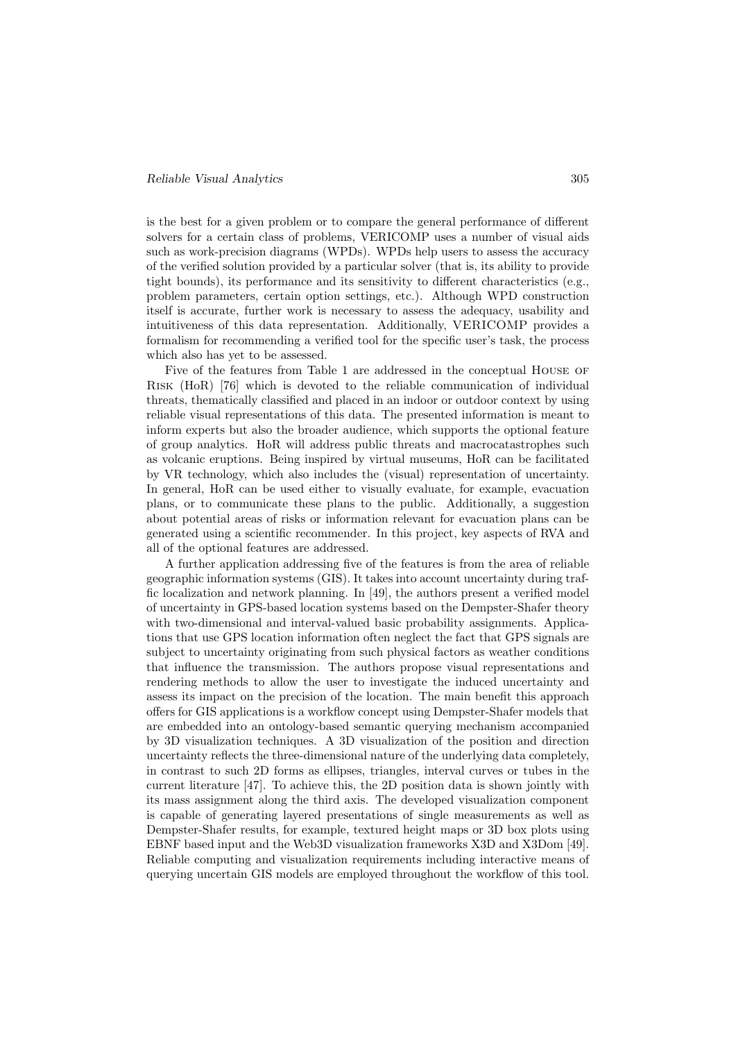is the best for a given problem or to compare the general performance of different solvers for a certain class of problems, VERICOMP uses a number of visual aids such as work-precision diagrams (WPDs). WPDs help users to assess the accuracy of the verified solution provided by a particular solver (that is, its ability to provide tight bounds), its performance and its sensitivity to different characteristics (e.g., problem parameters, certain option settings, etc.). Although WPD construction itself is accurate, further work is necessary to assess the adequacy, usability and intuitiveness of this data representation. Additionally, VERICOMP provides a formalism for recommending a verified tool for the specific user's task, the process which also has yet to be assessed.

Five of the features from Table 1 are addressed in the conceptual House of Risk (HoR) [76] which is devoted to the reliable communication of individual threats, thematically classified and placed in an indoor or outdoor context by using reliable visual representations of this data. The presented information is meant to inform experts but also the broader audience, which supports the optional feature of group analytics. HoR will address public threats and macrocatastrophes such as volcanic eruptions. Being inspired by virtual museums, HoR can be facilitated by VR technology, which also includes the (visual) representation of uncertainty. In general, HoR can be used either to visually evaluate, for example, evacuation plans, or to communicate these plans to the public. Additionally, a suggestion about potential areas of risks or information relevant for evacuation plans can be generated using a scientific recommender. In this project, key aspects of RVA and all of the optional features are addressed.

A further application addressing five of the features is from the area of reliable geographic information systems (GIS). It takes into account uncertainty during traffic localization and network planning. In [49], the authors present a verified model of uncertainty in GPS-based location systems based on the Dempster-Shafer theory with two-dimensional and interval-valued basic probability assignments. Applications that use GPS location information often neglect the fact that GPS signals are subject to uncertainty originating from such physical factors as weather conditions that influence the transmission. The authors propose visual representations and rendering methods to allow the user to investigate the induced uncertainty and assess its impact on the precision of the location. The main benefit this approach offers for GIS applications is a workflow concept using Dempster-Shafer models that are embedded into an ontology-based semantic querying mechanism accompanied by 3D visualization techniques. A 3D visualization of the position and direction uncertainty reflects the three-dimensional nature of the underlying data completely, in contrast to such 2D forms as ellipses, triangles, interval curves or tubes in the current literature [47]. To achieve this, the 2D position data is shown jointly with its mass assignment along the third axis. The developed visualization component is capable of generating layered presentations of single measurements as well as Dempster-Shafer results, for example, textured height maps or 3D box plots using EBNF based input and the Web3D visualization frameworks X3D and X3Dom [49]. Reliable computing and visualization requirements including interactive means of querying uncertain GIS models are employed throughout the workflow of this tool.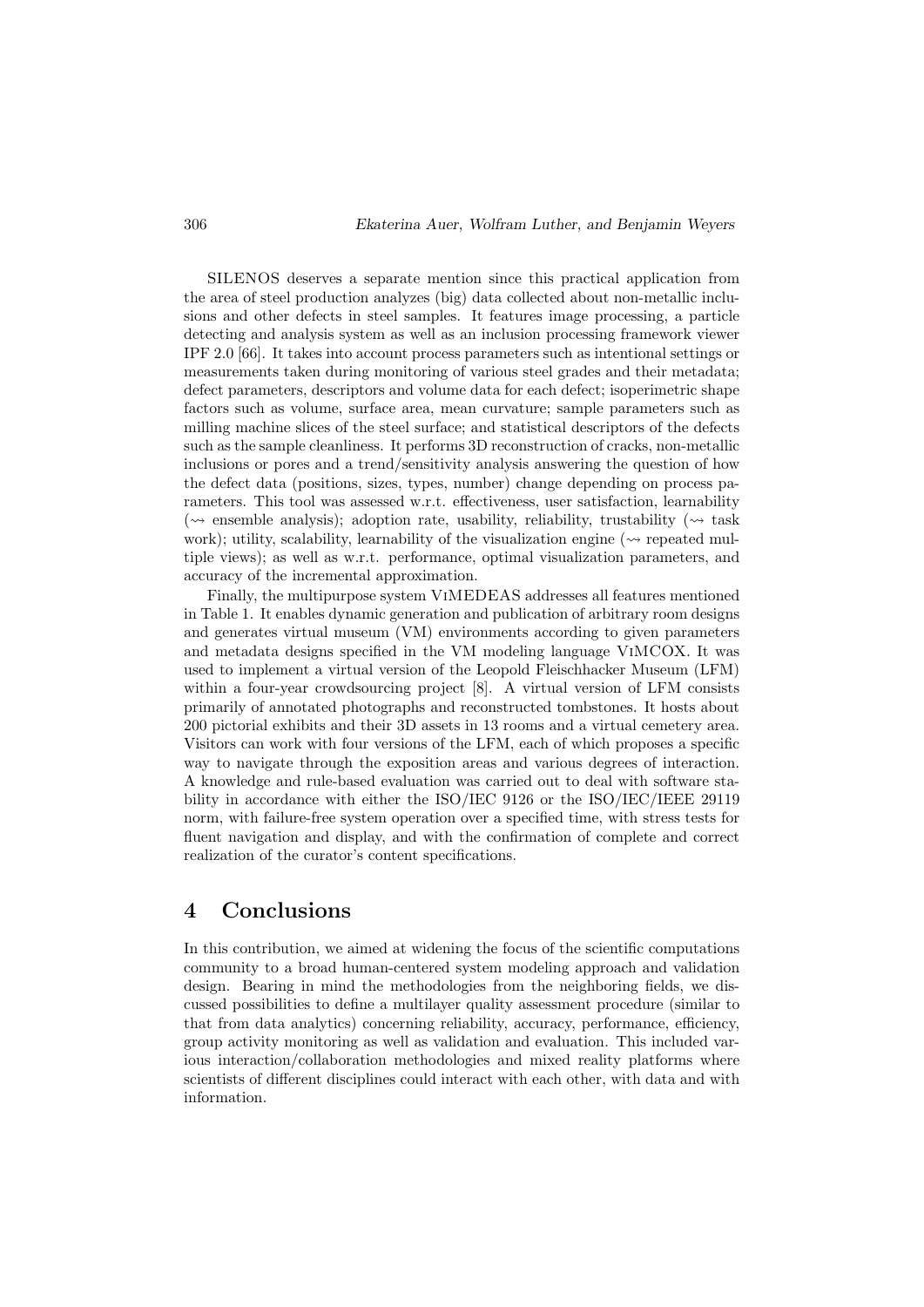SILENOS deserves a separate mention since this practical application from the area of steel production analyzes (big) data collected about non-metallic inclusions and other defects in steel samples. It features image processing, a particle detecting and analysis system as well as an inclusion processing framework viewer IPF 2.0 [66]. It takes into account process parameters such as intentional settings or measurements taken during monitoring of various steel grades and their metadata; defect parameters, descriptors and volume data for each defect; isoperimetric shape factors such as volume, surface area, mean curvature; sample parameters such as milling machine slices of the steel surface; and statistical descriptors of the defects such as the sample cleanliness. It performs 3D reconstruction of cracks, non-metallic inclusions or pores and a trend/sensitivity analysis answering the question of how the defect data (positions, sizes, types, number) change depending on process parameters. This tool was assessed w.r.t. effectiveness, user satisfaction, learnability ($\rightsquigarrow$ ensemble analysis); adoption rate, usability, reliability, trustability ($\rightsquigarrow$ task work); utility, scalability, learnability of the visualization engine ($\rightsquigarrow$ repeated multiple views); as well as w.r.t. performance, optimal visualization parameters, and accuracy of the incremental approximation.

Finally, the multipurpose system ViMEDEAS addresses all features mentioned in Table 1. It enables dynamic generation and publication of arbitrary room designs and generates virtual museum (VM) environments according to given parameters and metadata designs specified in the VM modeling language ViMCOX. It was used to implement a virtual version of the Leopold Fleischhacker Museum (LFM) within a four-year crowdsourcing project [8]. A virtual version of LFM consists primarily of annotated photographs and reconstructed tombstones. It hosts about 200 pictorial exhibits and their 3D assets in 13 rooms and a virtual cemetery area. Visitors can work with four versions of the LFM, each of which proposes a specific way to navigate through the exposition areas and various degrees of interaction. A knowledge and rule-based evaluation was carried out to deal with software stability in accordance with either the ISO/IEC 9126 or the ISO/IEC/IEEE 29119 norm, with failure-free system operation over a specified time, with stress tests for fluent navigation and display, and with the confirmation of complete and correct realization of the curator's content specifications.

## 4 Conclusions

In this contribution, we aimed at widening the focus of the scientific computations community to a broad human-centered system modeling approach and validation design. Bearing in mind the methodologies from the neighboring fields, we discussed possibilities to define a multilayer quality assessment procedure (similar to that from data analytics) concerning reliability, accuracy, performance, efficiency, group activity monitoring as well as validation and evaluation. This included various interaction/collaboration methodologies and mixed reality platforms where scientists of different disciplines could interact with each other, with data and with information.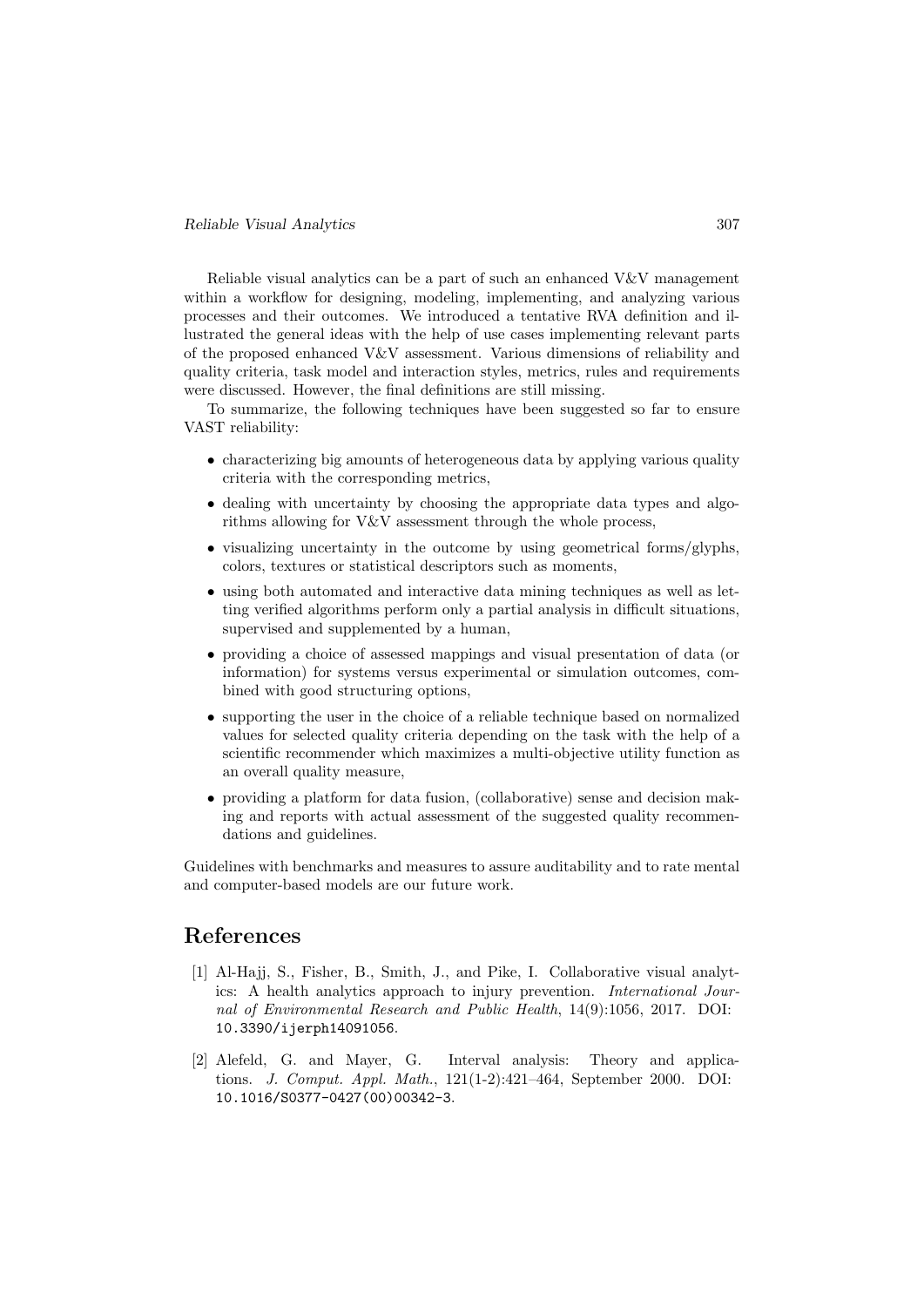Reliable visual analytics can be a part of such an enhanced V&V management within a workflow for designing, modeling, implementing, and analyzing various processes and their outcomes. We introduced a tentative RVA definition and illustrated the general ideas with the help of use cases implementing relevant parts of the proposed enhanced V&V assessment. Various dimensions of reliability and quality criteria, task model and interaction styles, metrics, rules and requirements were discussed. However, the final definitions are still missing.

To summarize, the following techniques have been suggested so far to ensure VAST reliability:

- characterizing big amounts of heterogeneous data by applying various quality criteria with the corresponding metrics,
- dealing with uncertainty by choosing the appropriate data types and algorithms allowing for V&V assessment through the whole process,
- visualizing uncertainty in the outcome by using geometrical forms/glyphs, colors, textures or statistical descriptors such as moments,
- using both automated and interactive data mining techniques as well as letting verified algorithms perform only a partial analysis in difficult situations, supervised and supplemented by a human,
- providing a choice of assessed mappings and visual presentation of data (or information) for systems versus experimental or simulation outcomes, combined with good structuring options,
- supporting the user in the choice of a reliable technique based on normalized values for selected quality criteria depending on the task with the help of a scientific recommender which maximizes a multi-objective utility function as an overall quality measure,
- providing a platform for data fusion, (collaborative) sense and decision making and reports with actual assessment of the suggested quality recommendations and guidelines.

Guidelines with benchmarks and measures to assure auditability and to rate mental and computer-based models are our future work.

# References

[1] Al-Hajj, S., Fisher, B., Smith, J., and Pike, I. Collaborative visual analytics: A health analytics approach to injury prevention. *International Journal of Environmental Research and Public Health*, 14(9):1056, 2017. DOI: `10.3390/ijerph14091056`.

[2] Alefeld, G. and Mayer, G. Interval analysis: Theory and applications. *J. Comput. Appl. Math.*, 121(1-2):421–464, September 2000. DOI: `10.1016/S0377-0427(00)00342-3`.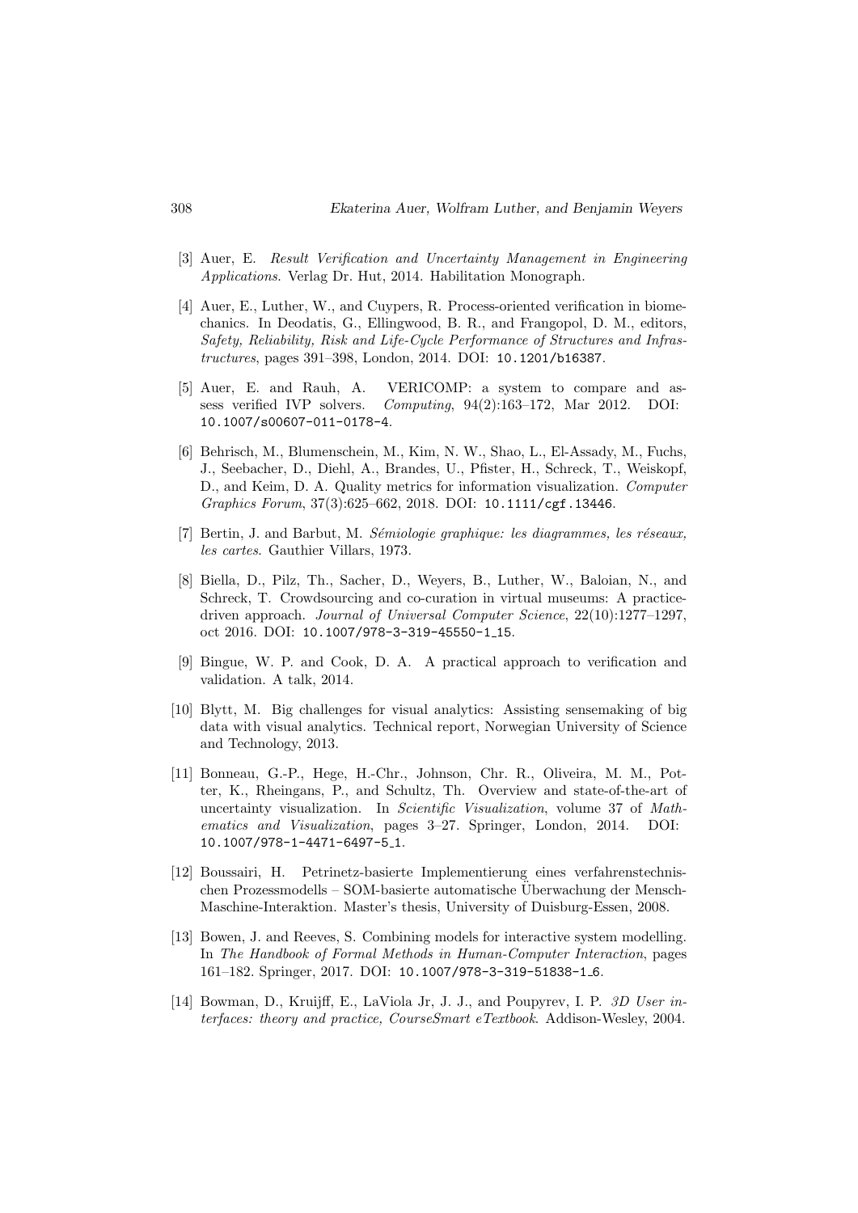[3] Auer, E. *Result Verification and Uncertainty Management in Engineering Applications*. Verlag Dr. Hut, 2014. Habilitation Monograph.

[4] Auer, E., Luther, W., and Cuypers, R. Process-oriented verification in biomechanics. In Deodatis, G., Ellingwood, B. R., and Frangopol, D. M., editors, *Safety, Reliability, Risk and Life-Cycle Performance of Structures and Infrastructures*, pages 391–398, London, 2014. DOI: `10.1201/b16387`.

[5] Auer, E. and Rauh, A. VERICOMP: a system to compare and assess verified IVP solvers. *Computing*, 94(2):163–172, Mar 2012. DOI: `10.1007/s00607-011-0178-4`.

[6] Behrisch, M., Blumenschein, M., Kim, N. W., Shao, L., El-Assady, M., Fuchs, J., Seebacher, D., Diehl, A., Brandes, U., Pfister, H., Schreck, T., Weiskopf, D., and Keim, D. A. Quality metrics for information visualization. *Computer Graphics Forum*, 37(3):625–662, 2018. DOI: `10.1111/cgf.13446`.

[7] Bertin, J. and Barbut, M. *Sémiologie graphique: les diagrammes, les réseaux, les cartes*. Gauthier Villars, 1973.

[8] Biella, D., Pilz, Th., Sacher, D., Weyers, B., Luther, W., Baloian, N., and Schreck, T. Crowdsourcing and co-curation in virtual museums: A practice-driven approach. *Journal of Universal Computer Science*, 22(10):1277–1297, oct 2016. DOI: `10.1007/978-3-319-45550-1_15`.

[9] Bingue, W. P. and Cook, D. A. A practical approach to verification and validation. A talk, 2014.

[10] Blytt, M. Big challenges for visual analytics: Assisting sensemaking of big data with visual analytics. Technical report, Norwegian University of Science and Technology, 2013.

[11] Bonneau, G.-P., Hege, H.-Chr., Johnson, Chr. R., Oliveira, M. M., Potter, K., Rheingans, P., and Schultz, Th. Overview and state-of-the-art of uncertainty visualization. In *Scientific Visualization*, volume 37 of *Mathematics and Visualization*, pages 3–27. Springer, London, 2014. DOI: `10.1007/978-1-4471-6497-5_1`.

[12] Boussairi, H. Petrinetz-basierte Implementierung eines verfahrenstechnischen Prozessmodells – SOM-basierte automatische Überwachung der Mensch-Maschine-Interaktion. Master's thesis, University of Duisburg-Essen, 2008.

[13] Bowen, J. and Reeves, S. Combining models for interactive system modelling. In *The Handbook of Formal Methods in Human-Computer Interaction*, pages 161–182. Springer, 2017. DOI: `10.1007/978-3-319-51838-1_6`.

[14] Bowman, D., Kruijff, E., LaViola Jr, J. J., and Poupyrev, I. P. *3D User interfaces: theory and practice, CourseSmart eTextbook*. Addison-Wesley, 2004.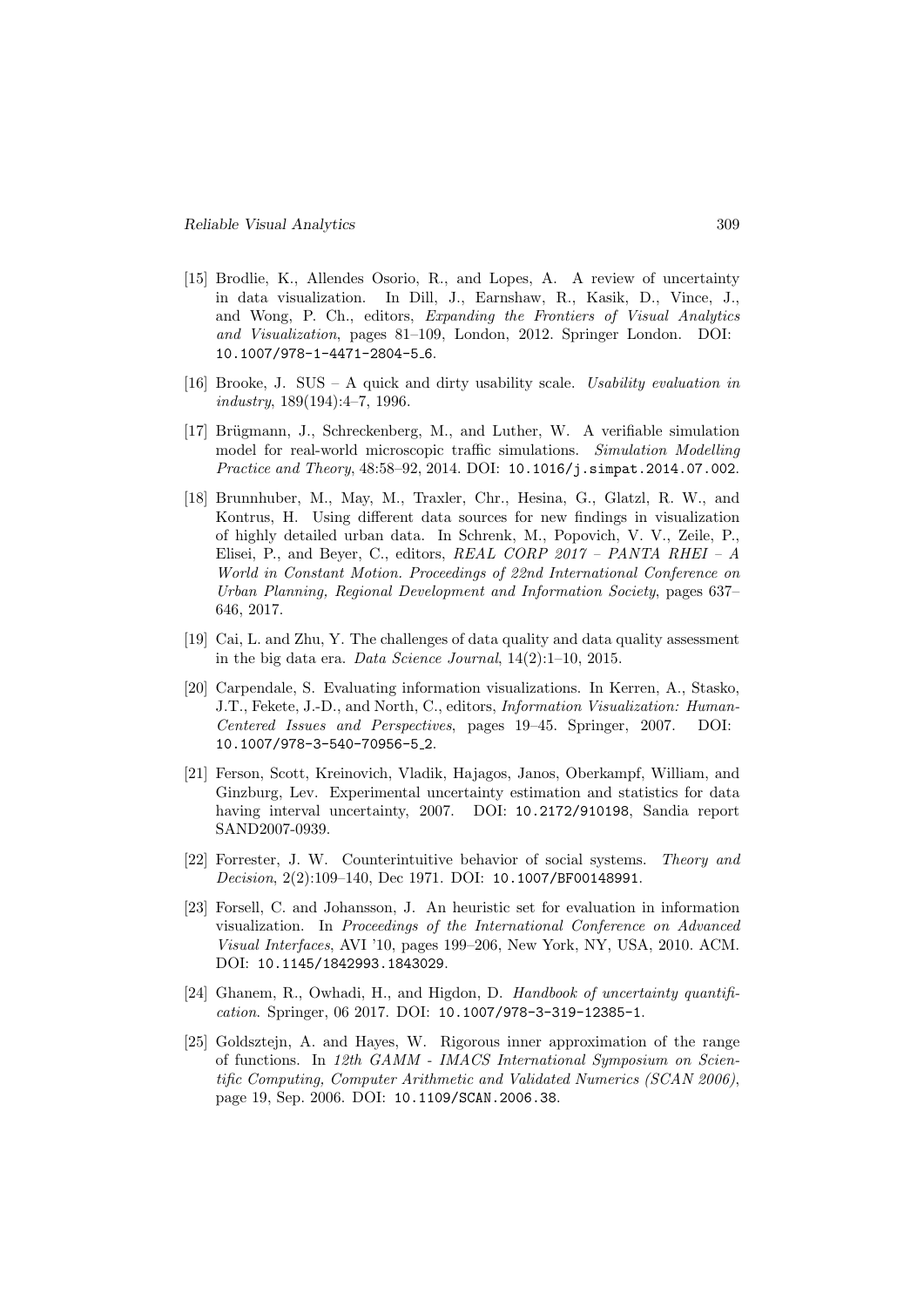[15] Brodlie, K., Allendes Osorio, R., and Lopes, A. A review of uncertainty in data visualization. In Dill, J., Earnshaw, R., Kasik, D., Vince, J., and Wong, P. Ch., editors, *Expanding the Frontiers of Visual Analytics and Visualization*, pages 81–109, London, 2012. Springer London. DOI: `10.1007/978-1-4471-2804-5_6`.

[16] Brooke, J. SUS – A quick and dirty usability scale. *Usability evaluation in industry*, 189(194):4–7, 1996.

[17] Brügmann, J., Schreckenberg, M., and Luther, W. A verifiable simulation model for real-world microscopic traffic simulations. *Simulation Modelling Practice and Theory*, 48:58–92, 2014. DOI: `10.1016/j.simpat.2014.07.002`.

[18] Brunnhuber, M., May, M., Traxler, Chr., Hesina, G., Glatzl, R. W., and Kontrus, H. Using different data sources for new findings in visualization of highly detailed urban data. In Schrenk, M., Popovich, V. V., Zeile, P., Elisei, P., and Beyer, C., editors, *REAL CORP 2017 – PANTA RHEI – A World in Constant Motion. Proceedings of 22nd International Conference on Urban Planning, Regional Development and Information Society*, pages 637–646, 2017.

[19] Cai, L. and Zhu, Y. The challenges of data quality and data quality assessment in the big data era. *Data Science Journal*, 14(2):1–10, 2015.

[20] Carpendale, S. Evaluating information visualizations. In Kerren, A., Stasko, J.T., Fekete, J.-D., and North, C., editors, *Information Visualization: Human-Centered Issues and Perspectives*, pages 19–45. Springer, 2007. DOI: `10.1007/978-3-540-70956-5_2`.

[21] Ferson, Scott, Kreinovich, Vladik, Hajagos, Janos, Oberkampf, William, and Ginzburg, Lev. Experimental uncertainty estimation and statistics for data having interval uncertainty, 2007. DOI: `10.2172/910198`, Sandia report SAND2007-0939.

[22] Forrester, J. W. Counterintuitive behavior of social systems. *Theory and Decision*, 2(2):109–140, Dec 1971. DOI: `10.1007/BF00148991`.

[23] Forsell, C. and Johansson, J. An heuristic set for evaluation in information visualization. In *Proceedings of the International Conference on Advanced Visual Interfaces*, AVI '10, pages 199–206, New York, NY, USA, 2010. ACM. DOI: `10.1145/1842993.1843029`.

[24] Ghanem, R., Owhadi, H., and Higdon, D. *Handbook of uncertainty quantification*. Springer, 06 2017. DOI: `10.1007/978-3-319-12385-1`.

[25] Goldsztejn, A. and Hayes, W. Rigorous inner approximation of the range of functions. In *12th GAMM - IMACS International Symposium on Scientific Computing, Computer Arithmetic and Validated Numerics (SCAN 2006)*, page 19, Sep. 2006. DOI: `10.1109/SCAN.2006.38`.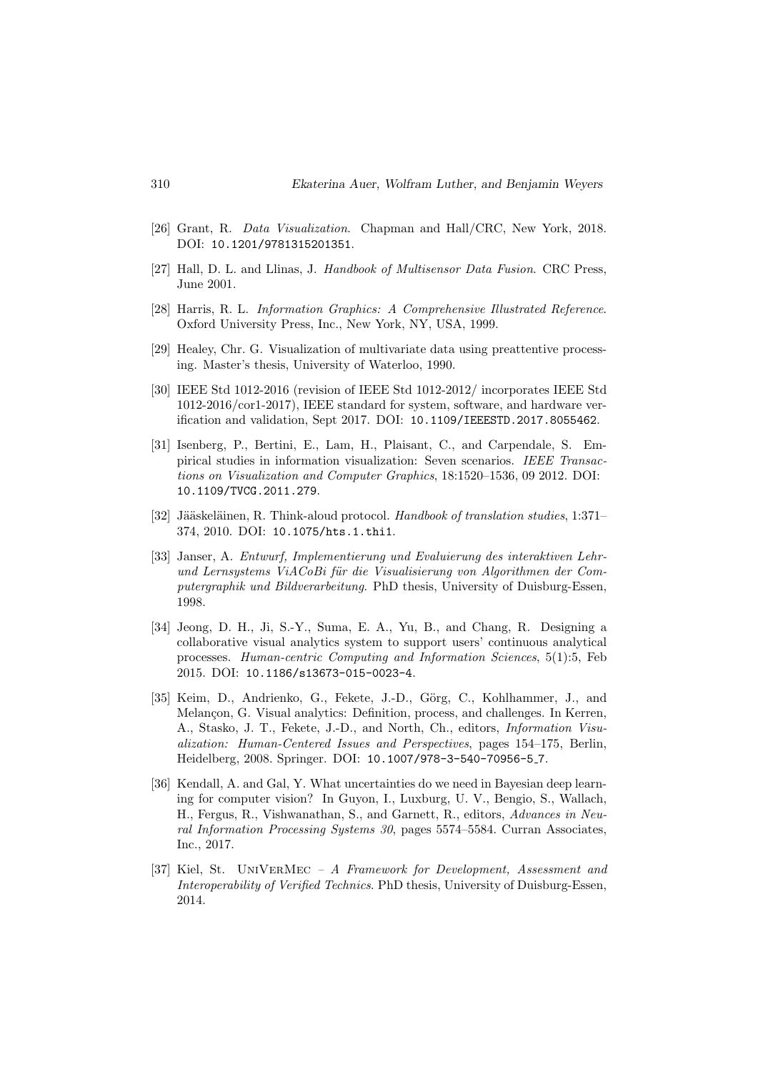[26] Grant, R. *Data Visualization*. Chapman and Hall/CRC, New York, 2018. DOI: `10.1201/9781315201351`.

[27] Hall, D. L. and Llinas, J. *Handbook of Multisensor Data Fusion*. CRC Press, June 2001.

[28] Harris, R. L. *Information Graphics: A Comprehensive Illustrated Reference*. Oxford University Press, Inc., New York, NY, USA, 1999.

[29] Healey, Chr. G. Visualization of multivariate data using preattentive processing. Master's thesis, University of Waterloo, 1990.

[30] IEEE Std 1012-2016 (revision of IEEE Std 1012-2012/ incorporates IEEE Std 1012-2016/cor1-2017), IEEE standard for system, software, and hardware verification and validation, Sept 2017. DOI: `10.1109/IEEESTD.2017.8055462`.

[31] Isenberg, P., Bertini, E., Lam, H., Plaisant, C., and Carpendale, S. Empirical studies in information visualization: Seven scenarios. *IEEE Transactions on Visualization and Computer Graphics*, 18:1520–1536, 09 2012. DOI: `10.1109/TVCG.2011.279`.

[32] Jääskeläinen, R. Think-aloud protocol. *Handbook of translation studies*, 1:371–374, 2010. DOI: `10.1075/hts.1.thi1`.

[33] Janser, A. *Entwurf, Implementierung und Evaluierung des interaktiven Lehr- und Lernsystems ViACoBi für die Visualisierung von Algorithmen der Computergraphik und Bildverarbeitung*. PhD thesis, University of Duisburg-Essen, 1998.

[34] Jeong, D. H., Ji, S.-Y., Suma, E. A., Yu, B., and Chang, R. Designing a collaborative visual analytics system to support users' continuous analytical processes. *Human-centric Computing and Information Sciences*, 5(1):5, Feb 2015. DOI: `10.1186/s13673-015-0023-4`.

[35] Keim, D., Andrienko, G., Fekete, J.-D., Görg, C., Kohlhammer, J., and Melançon, G. Visual analytics: Definition, process, and challenges. In Kerren, A., Stasko, J. T., Fekete, J.-D., and North, Ch., editors, *Information Visualization: Human-Centered Issues and Perspectives*, pages 154–175, Berlin, Heidelberg, 2008. Springer. DOI: `10.1007/978-3-540-70956-5_7`.

[36] Kendall, A. and Gal, Y. What uncertainties do we need in Bayesian deep learning for computer vision? In Guyon, I., Luxburg, U. V., Bengio, S., Wallach, H., Fergus, R., Vishwanathan, S., and Garnett, R., editors, *Advances in Neural Information Processing Systems 30*, pages 5574–5584. Curran Associates, Inc., 2017.

[37] Kiel, St. UniVerMec – *A Framework for Development, Assessment and Interoperability of Verified Technics*. PhD thesis, University of Duisburg-Essen, 2014.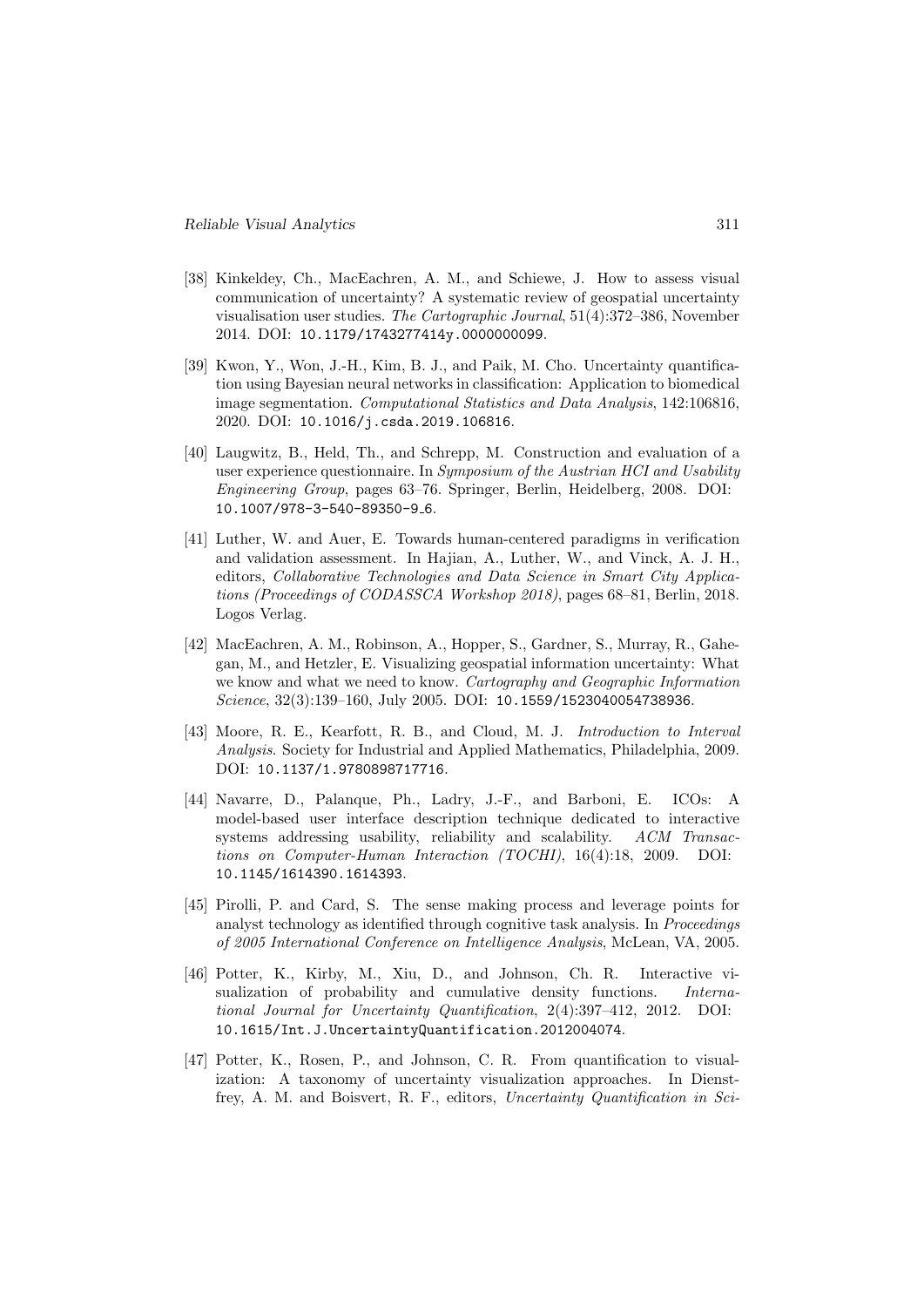[38] Kinkeldey, Ch., MacEachren, A. M., and Schiewe, J. How to assess visual communication of uncertainty? A systematic review of geospatial uncertainty visualisation user studies. *The Cartographic Journal*, 51(4):372–386, November 2014. DOI: `10.1179/1743277414y.0000000099`.

[39] Kwon, Y., Won, J.-H., Kim, B. J., and Paik, M. Cho. Uncertainty quantification using Bayesian neural networks in classification: Application to biomedical image segmentation. *Computational Statistics and Data Analysis*, 142:106816, 2020. DOI: `10.1016/j.csda.2019.106816`.

[40] Laugwitz, B., Held, Th., and Schrepp, M. Construction and evaluation of a user experience questionnaire. In *Symposium of the Austrian HCI and Usability Engineering Group*, pages 63–76. Springer, Berlin, Heidelberg, 2008. DOI: `10.1007/978-3-540-89350-9_6`.

[41] Luther, W. and Auer, E. Towards human-centered paradigms in verification and validation assessment. In Hajian, A., Luther, W., and Vinck, A. J. H., editors, *Collaborative Technologies and Data Science in Smart City Applications (Proceedings of CODASSCA Workshop 2018)*, pages 68–81, Berlin, 2018. Logos Verlag.

[42] MacEachren, A. M., Robinson, A., Hopper, S., Gardner, S., Murray, R., Gahegan, M., and Hetzler, E. Visualizing geospatial information uncertainty: What we know and what we need to know. *Cartography and Geographic Information Science*, 32(3):139–160, July 2005. DOI: `10.1559/1523040054738936`.

[43] Moore, R. E., Kearfott, R. B., and Cloud, M. J. *Introduction to Interval Analysis*. Society for Industrial and Applied Mathematics, Philadelphia, 2009. DOI: `10.1137/1.9780898717716`.

[44] Navarre, D., Palanque, Ph., Ladry, J.-F., and Barboni, E. ICOs: A model-based user interface description technique dedicated to interactive systems addressing usability, reliability and scalability. *ACM Transactions on Computer-Human Interaction (TOCHI)*, 16(4):18, 2009. DOI: `10.1145/1614390.1614393`.

[45] Pirolli, P. and Card, S. The sense making process and leverage points for analyst technology as identified through cognitive task analysis. In *Proceedings of 2005 International Conference on Intelligence Analysis*, McLean, VA, 2005.

[46] Potter, K., Kirby, M., Xiu, D., and Johnson, Ch. R. Interactive visualization of probability and cumulative density functions. *International Journal for Uncertainty Quantification*, 2(4):397–412, 2012. DOI: `10.1615/Int.J.UncertaintyQuantification.2012004074`.

[47] Potter, K., Rosen, P., and Johnson, C. R. From quantification to visualization: A taxonomy of uncertainty visualization approaches. In Dienstfrey, A. M. and Boisvert, R. F., editors, *Uncertainty Quantification in Sci-*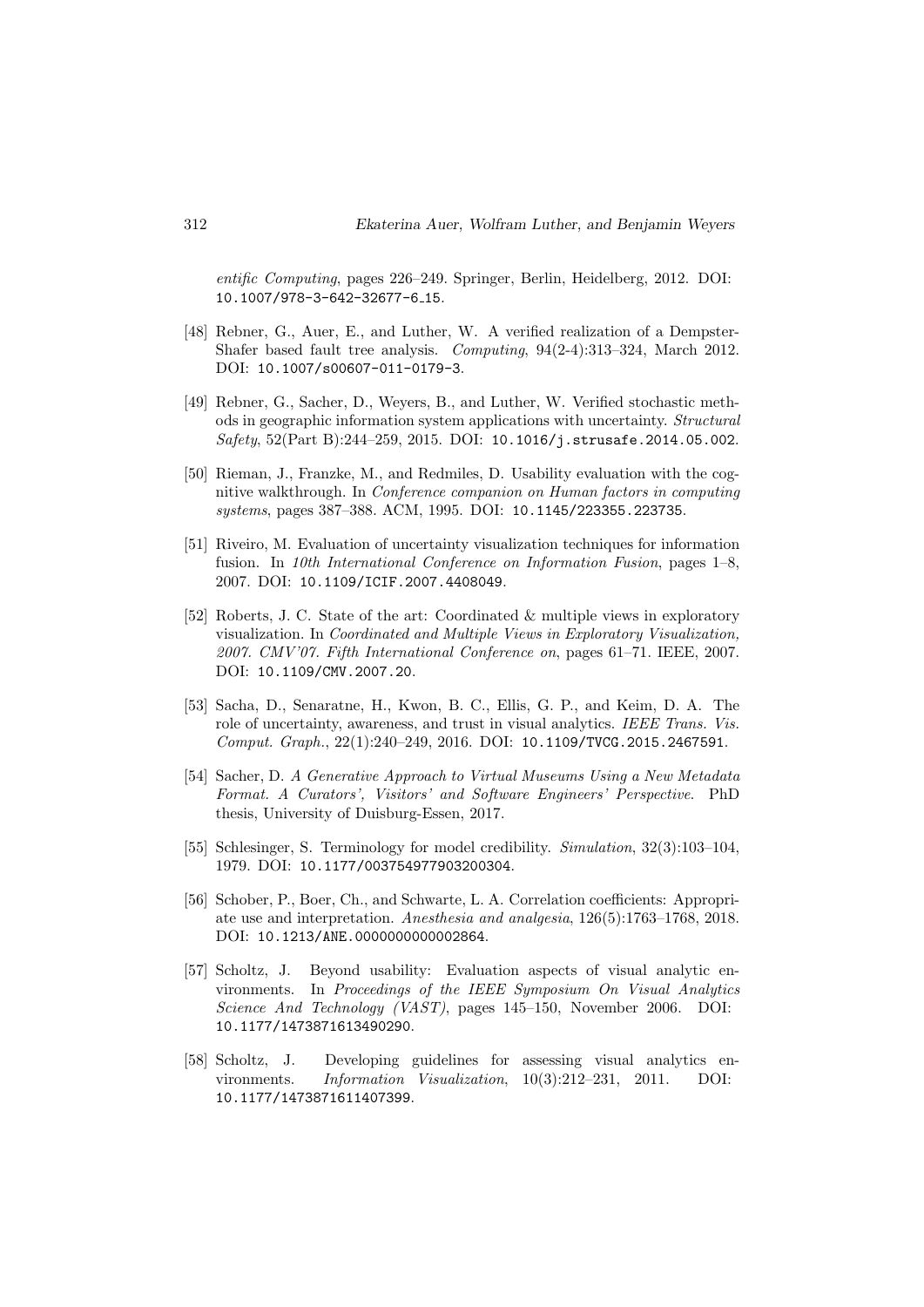*entific Computing*, pages 226–249. Springer, Berlin, Heidelberg, 2012. DOI: 10.1007/978-3-642-32677-6_15.

[48] Rebner, G., Auer, E., and Luther, W. A verified realization of a Dempster-Shafer based fault tree analysis. *Computing*, 94(2-4):313–324, March 2012. DOI: 10.1007/s00607-011-0179-3.

[49] Rebner, G., Sacher, D., Weyers, B., and Luther, W. Verified stochastic methods in geographic information system applications with uncertainty. *Structural Safety*, 52(Part B):244–259, 2015. DOI: 10.1016/j.strusafe.2014.05.002.

[50] Rieman, J., Franzke, M., and Redmiles, D. Usability evaluation with the cognitive walkthrough. In *Conference companion on Human factors in computing systems*, pages 387–388. ACM, 1995. DOI: 10.1145/223355.223735.

[51] Riveiro, M. Evaluation of uncertainty visualization techniques for information fusion. In *10th International Conference on Information Fusion*, pages 1–8, 2007. DOI: 10.1109/ICIF.2007.4408049.

[52] Roberts, J. C. State of the art: Coordinated & multiple views in exploratory visualization. In *Coordinated and Multiple Views in Exploratory Visualization, 2007. CMV'07. Fifth International Conference on*, pages 61–71. IEEE, 2007. DOI: 10.1109/CMV.2007.20.

[53] Sacha, D., Senaratne, H., Kwon, B. C., Ellis, G. P., and Keim, D. A. The role of uncertainty, awareness, and trust in visual analytics. *IEEE Trans. Vis. Comput. Graph.*, 22(1):240–249, 2016. DOI: 10.1109/TVCG.2015.2467591.

[54] Sacher, D. *A Generative Approach to Virtual Museums Using a New Metadata Format. A Curators', Visitors' and Software Engineers' Perspective.* PhD thesis, University of Duisburg-Essen, 2017.

[55] Schlesinger, S. Terminology for model credibility. *Simulation*, 32(3):103–104, 1979. DOI: 10.1177/003754977903200304.

[56] Schober, P., Boer, Ch., and Schwarte, L. A. Correlation coefficients: Appropriate use and interpretation. *Anesthesia and analgesia*, 126(5):1763–1768, 2018. DOI: 10.1213/ANE.0000000000002864.

[57] Scholtz, J. Beyond usability: Evaluation aspects of visual analytic environments. In *Proceedings of the IEEE Symposium On Visual Analytics Science And Technology (VAST)*, pages 145–150, November 2006. DOI: 10.1177/1473871613490290.

[58] Scholtz, J. Developing guidelines for assessing visual analytics environments. *Information Visualization*, 10(3):212–231, 2011. DOI: 10.1177/1473871611407399.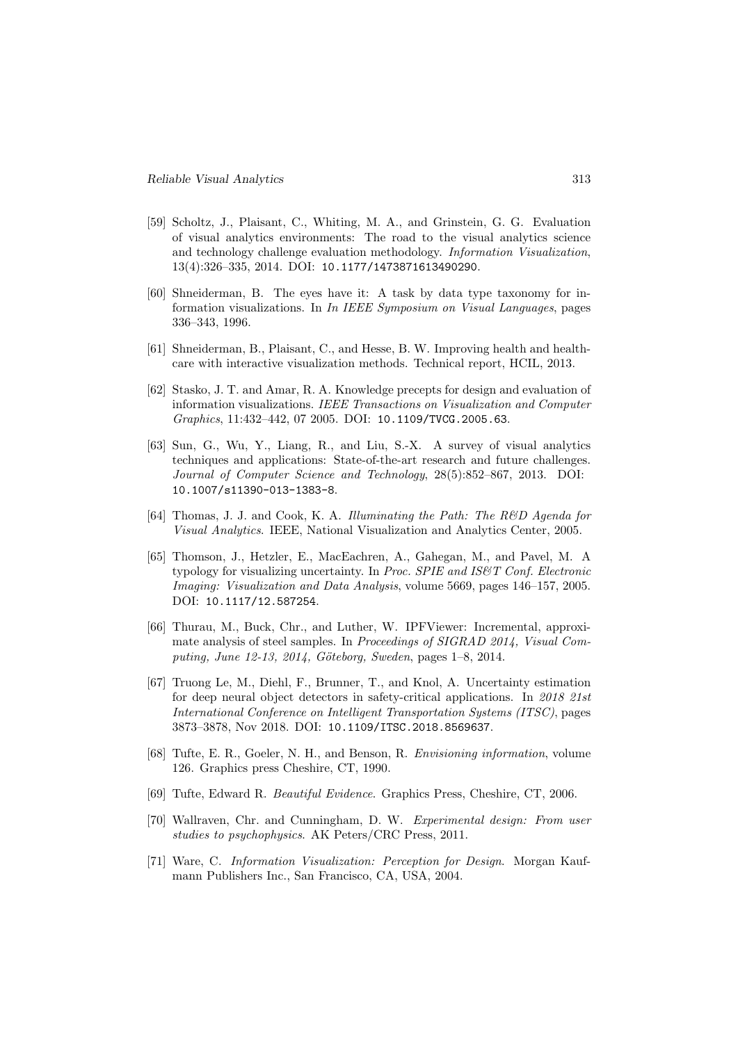[59] Scholtz, J., Plaisant, C., Whiting, M. A., and Grinstein, G. G. Evaluation of visual analytics environments: The road to the visual analytics science and technology challenge evaluation methodology. *Information Visualization*, 13(4):326–335, 2014. DOI: `10.1177/1473871613490290`.

[60] Shneiderman, B. The eyes have it: A task by data type taxonomy for information visualizations. In *In IEEE Symposium on Visual Languages*, pages 336–343, 1996.

[61] Shneiderman, B., Plaisant, C., and Hesse, B. W. Improving health and healthcare with interactive visualization methods. Technical report, HCIL, 2013.

[62] Stasko, J. T. and Amar, R. A. Knowledge precepts for design and evaluation of information visualizations. *IEEE Transactions on Visualization and Computer Graphics*, 11:432–442, 07 2005. DOI: `10.1109/TVCG.2005.63`.

[63] Sun, G., Wu, Y., Liang, R., and Liu, S.-X. A survey of visual analytics techniques and applications: State-of-the-art research and future challenges. *Journal of Computer Science and Technology*, 28(5):852–867, 2013. DOI: `10.1007/s11390-013-1383-8`.

[64] Thomas, J. J. and Cook, K. A. *Illuminating the Path: The R&D Agenda for Visual Analytics*. IEEE, National Visualization and Analytics Center, 2005.

[65] Thomson, J., Hetzler, E., MacEachren, A., Gahegan, M., and Pavel, M. A typology for visualizing uncertainty. In *Proc. SPIE and IS&T Conf. Electronic Imaging: Visualization and Data Analysis*, volume 5669, pages 146–157, 2005. DOI: `10.1117/12.587254`.

[66] Thurau, M., Buck, Chr., and Luther, W. IPFViewer: Incremental, approximate analysis of steel samples. In *Proceedings of SIGRAD 2014, Visual Computing, June 12-13, 2014, Göteborg, Sweden*, pages 1–8, 2014.

[67] Truong Le, M., Diehl, F., Brunner, T., and Knol, A. Uncertainty estimation for deep neural object detectors in safety-critical applications. In *2018 21st International Conference on Intelligent Transportation Systems (ITSC)*, pages 3873–3878, Nov 2018. DOI: `10.1109/ITSC.2018.8569637`.

[68] Tufte, E. R., Goeler, N. H., and Benson, R. *Envisioning information*, volume 126. Graphics press Cheshire, CT, 1990.

[69] Tufte, Edward R. *Beautiful Evidence*. Graphics Press, Cheshire, CT, 2006.

[70] Wallraven, Chr. and Cunningham, D. W. *Experimental design: From user studies to psychophysics*. AK Peters/CRC Press, 2011.

[71] Ware, C. *Information Visualization: Perception for Design*. Morgan Kaufmann Publishers Inc., San Francisco, CA, USA, 2004.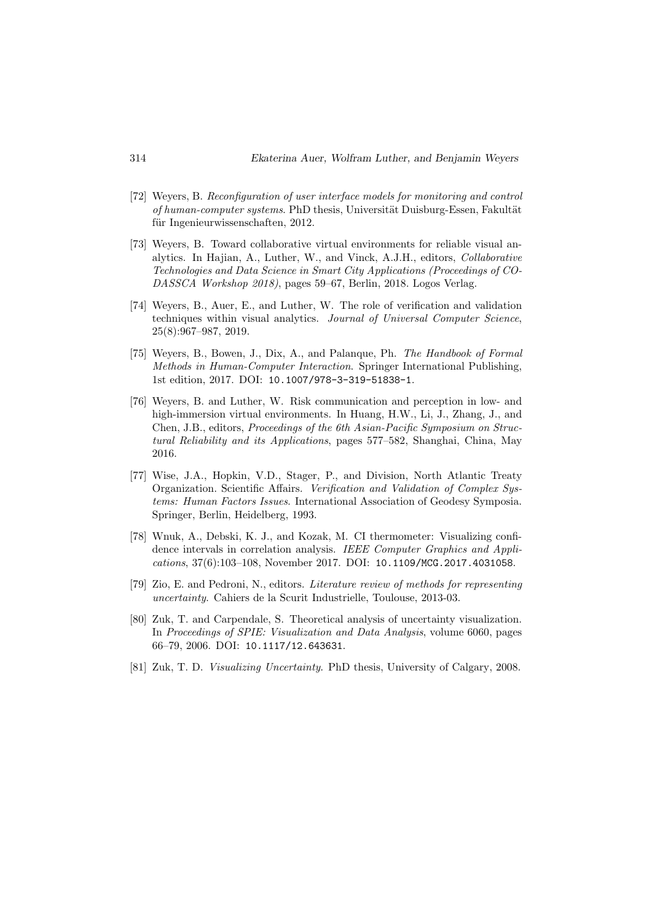[72] Weyers, B. *Reconfiguration of user interface models for monitoring and control of human-computer systems*. PhD thesis, Universität Duisburg-Essen, Fakultät für Ingenieurwissenschaften, 2012.

[73] Weyers, B. Toward collaborative virtual environments for reliable visual analytics. In Hajian, A., Luther, W., and Vinck, A.J.H., editors, *Collaborative Technologies and Data Science in Smart City Applications (Proceedings of CODASSCA Workshop 2018)*, pages 59–67, Berlin, 2018. Logos Verlag.

[74] Weyers, B., Auer, E., and Luther, W. The role of verification and validation techniques within visual analytics. *Journal of Universal Computer Science*, 25(8):967–987, 2019.

[75] Weyers, B., Bowen, J., Dix, A., and Palanque, Ph. *The Handbook of Formal Methods in Human-Computer Interaction*. Springer International Publishing, 1st edition, 2017. DOI: `10.1007/978-3-319-51838-1`.

[76] Weyers, B. and Luther, W. Risk communication and perception in low- and high-immersion virtual environments. In Huang, H.W., Li, J., Zhang, J., and Chen, J.B., editors, *Proceedings of the 6th Asian-Pacific Symposium on Structural Reliability and its Applications*, pages 577–582, Shanghai, China, May 2016.

[77] Wise, J.A., Hopkin, V.D., Stager, P., and Division, North Atlantic Treaty Organization. Scientific Affairs. *Verification and Validation of Complex Systems: Human Factors Issues*. International Association of Geodesy Symposia. Springer, Berlin, Heidelberg, 1993.

[78] Wnuk, A., Debski, K. J., and Kozak, M. CI thermometer: Visualizing confidence intervals in correlation analysis. *IEEE Computer Graphics and Applications*, 37(6):103–108, November 2017. DOI: `10.1109/MCG.2017.4031058`.

[79] Zio, E. and Pedroni, N., editors. *Literature review of methods for representing uncertainty*. Cahiers de la Scurit Industrielle, Toulouse, 2013-03.

[80] Zuk, T. and Carpendale, S. Theoretical analysis of uncertainty visualization. In *Proceedings of SPIE: Visualization and Data Analysis*, volume 6060, pages 66–79, 2006. DOI: `10.1117/12.643631`.

[81] Zuk, T. D. *Visualizing Uncertainty*. PhD thesis, University of Calgary, 2008.